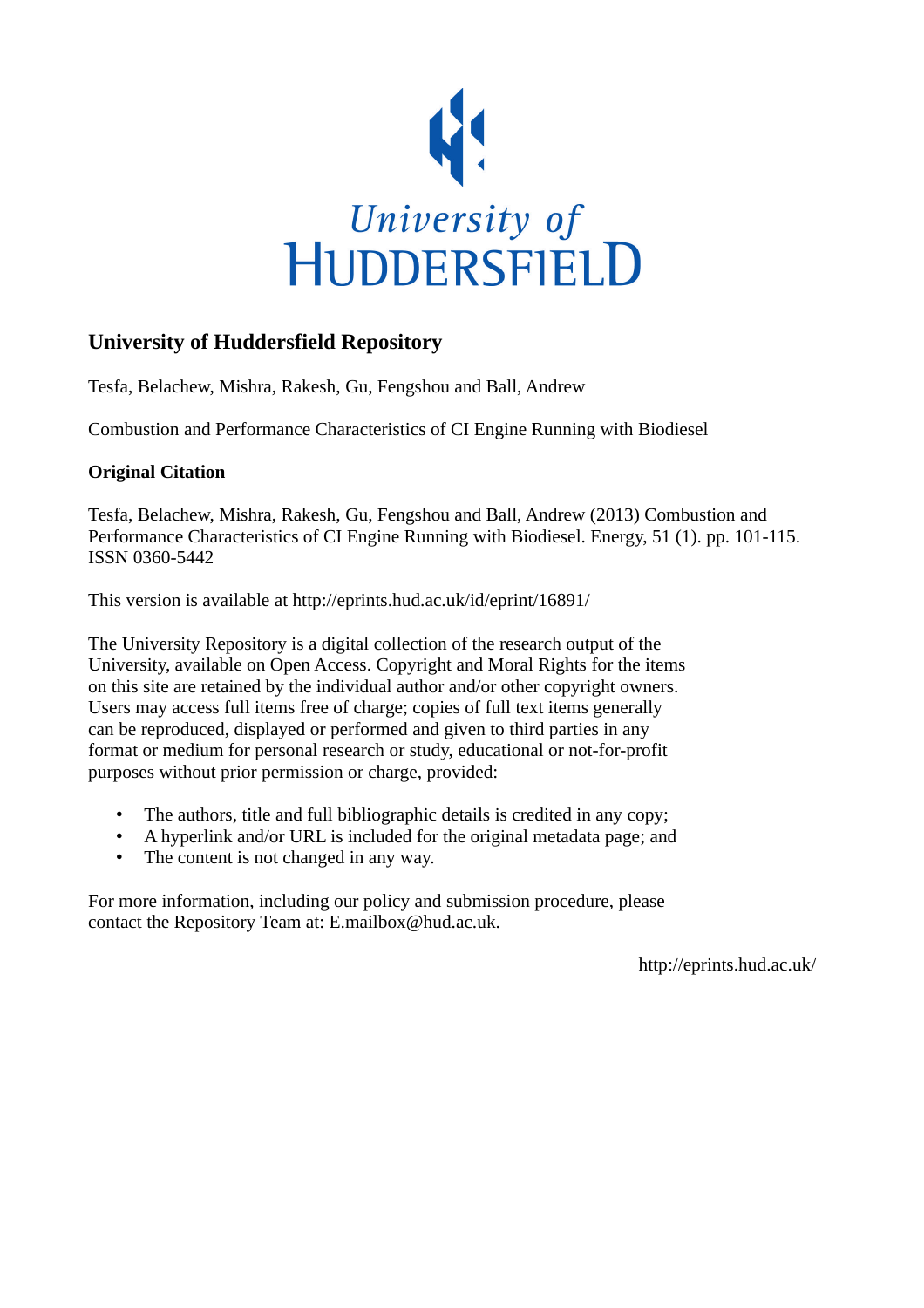University of HUDDERSFIELD

## University of Huddersfield Repository

Tesfa, Belachew, Mishra, Rakesh, Gu, Fengshou and Ball, Andrew

Combustion and Performance Characteristics of CI Engine Running with Biodiesel

### Original Citation

Tesfa, Belachew, Mishra, Rakesh, Gu, Fengshou and Ball, Andrew (2013) Combustion and Performance Characteristics of CI Engine Running with Biodiesel. Energy, 51 (1). pp. 101-115. ISSN 0360-5442

This version is available at http://eprints.hud.ac.uk/id/eprint/16891/

The University Repository is a digital collection of the research output of the University, available on Open Access. Copyright and Moral Rights for the items on this site are retained by the individual author and/or other copyright owners. Users may access full items free of charge; copies of full text items generally can be reproduced, displayed or performed and given to third parties in any format or medium for personal research or study, educational or not-for-profit purposes without prior permission or charge, provided:

- The authors, title and full bibliographic details is credited in any copy;
- A hyperlink and/or URL is included for the original metadata page; and
- The content is not changed in any way.

For more information, including our policy and submission procedure, please contact the Repository Team at: E.mailbox@hud.ac.uk.

http://eprints.hud.ac.uk/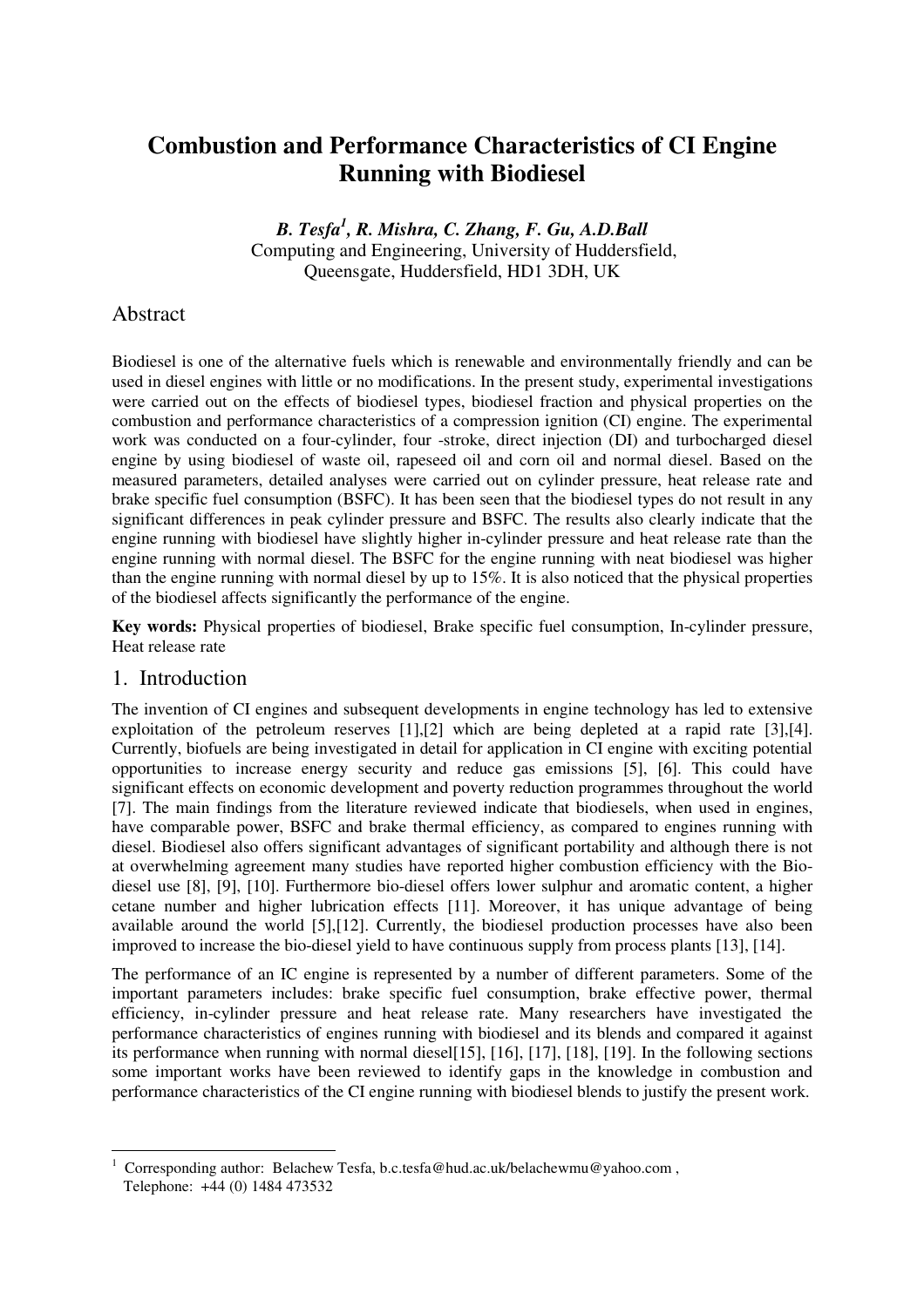# Combustion and Performance Characteristics of CI Engine Running with Biodiesel

***B. Tesfa[1], R. Mishra, C. Zhang, F. Gu, A.D.Ball***
Computing and Engineering, University of Huddersfield,
Queensgate, Huddersfield, HD1 3DH, UK

## Abstract

Biodiesel is one of the alternative fuels which is renewable and environmentally friendly and can be used in diesel engines with little or no modifications. In the present study, experimental investigations were carried out on the effects of biodiesel types, biodiesel fraction and physical properties on the combustion and performance characteristics of a compression ignition (CI) engine. The experimental work was conducted on a four-cylinder, four -stroke, direct injection (DI) and turbocharged diesel engine by using biodiesel of waste oil, rapeseed oil and corn oil and normal diesel. Based on the measured parameters, detailed analyses were carried out on cylinder pressure, heat release rate and brake specific fuel consumption (BSFC). It has been seen that the biodiesel types do not result in any significant differences in peak cylinder pressure and BSFC. The results also clearly indicate that the engine running with biodiesel have slightly higher in-cylinder pressure and heat release rate than the engine running with normal diesel. The BSFC for the engine running with neat biodiesel was higher than the engine running with normal diesel by up to 15%. It is also noticed that the physical properties of the biodiesel affects significantly the performance of the engine.

**Key words:** Physical properties of biodiesel, Brake specific fuel consumption, In-cylinder pressure, Heat release rate

## 1. Introduction

The invention of CI engines and subsequent developments in engine technology has led to extensive exploitation of the petroleum reserves [1],[2] which are being depleted at a rapid rate [3],[4]. Currently, biofuels are being investigated in detail for application in CI engine with exciting potential opportunities to increase energy security and reduce gas emissions [5], [6]. This could have significant effects on economic development and poverty reduction programmes throughout the world [7]. The main findings from the literature reviewed indicate that biodiesels, when used in engines, have comparable power, BSFC and brake thermal efficiency, as compared to engines running with diesel. Biodiesel also offers significant advantages of significant portability and although there is not at overwhelming agreement many studies have reported higher combustion efficiency with the Bio-diesel use [8], [9], [10]. Furthermore bio-diesel offers lower sulphur and aromatic content, a higher cetane number and higher lubrication effects [11]. Moreover, it has unique advantage of being available around the world [5],[12]. Currently, the biodiesel production processes have also been improved to increase the bio-diesel yield to have continuous supply from process plants [13], [14].

The performance of an IC engine is represented by a number of different parameters. Some of the important parameters includes: brake specific fuel consumption, brake effective power, thermal efficiency, in-cylinder pressure and heat release rate. Many researchers have investigated the performance characteristics of engines running with biodiesel and its blends and compared it against its performance when running with normal diesel[15], [16], [17], [18], [19]. In the following sections some important works have been reviewed to identify gaps in the knowledge in combustion and performance characteristics of the CI engine running with biodiesel blends to justify the present work.

[1] Corresponding author: Belachew Tesfa, b.c.tesfa@hud.ac.uk/belachewmu@yahoo.com , Telephone: +44 (0) 1484 473532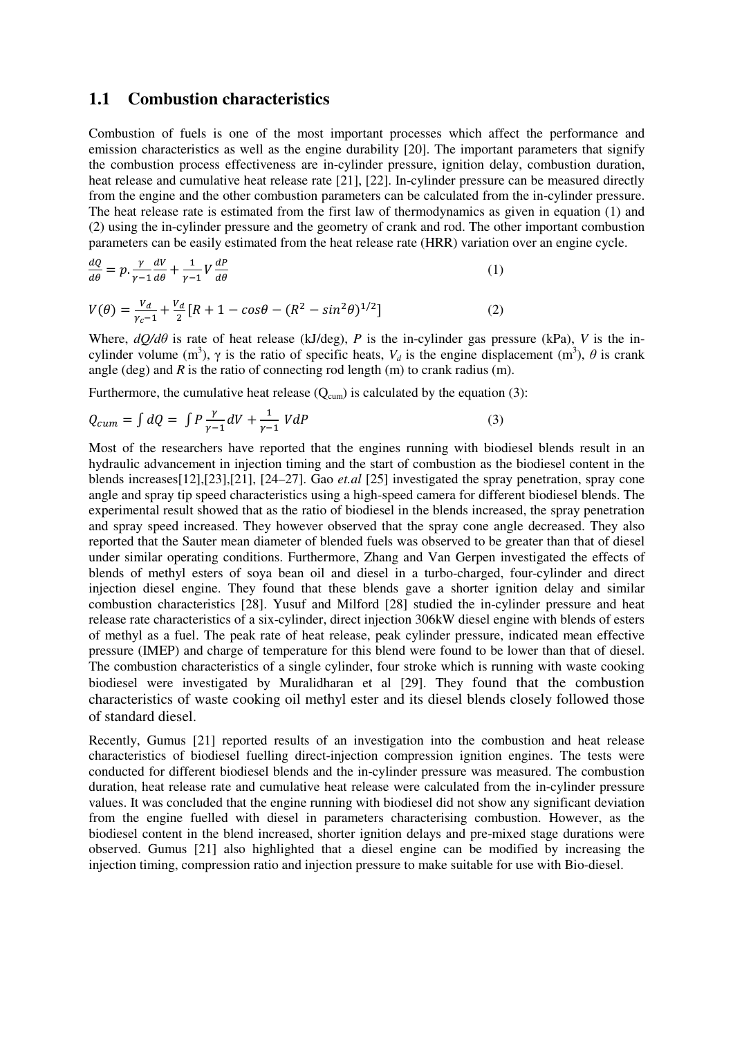## 1.1 Combustion characteristics

Combustion of fuels is one of the most important processes which affect the performance and emission characteristics as well as the engine durability [20]. The important parameters that signify the combustion process effectiveness are in-cylinder pressure, ignition delay, combustion duration, heat release and cumulative heat release rate [21], [22]. In-cylinder pressure can be measured directly from the engine and the other combustion parameters can be calculated from the in-cylinder pressure. The heat release rate is estimated from the first law of thermodynamics as given in equation (1) and (2) using the in-cylinder pressure and the geometry of crank and rod. The other important combustion parameters can be easily estimated from the heat release rate (HRR) variation over an engine cycle.

$$\frac{dQ}{d\theta} = p.\frac{\gamma}{\gamma-1}\frac{dV}{d\theta} + \frac{1}{\gamma-1}V\frac{dP}{d\theta} \tag{1}$$

$$V(\theta) = \frac{V_d}{\gamma_c - 1} + \frac{V_d}{2}\left[R + 1 - cos\theta - (R^2 - sin^2\theta)^{1/2}\right] \tag{2}$$

Where, $dQ/d\theta$ is rate of heat release (kJ/deg), $P$ is the in-cylinder gas pressure (kPa), $V$ is the in-cylinder volume ($m^3$), $\gamma$ is the ratio of specific heats, $V_d$ is the engine displacement ($m^3$), $\theta$ is crank angle (deg) and $R$ is the ratio of connecting rod length (m) to crank radius (m).

Furthermore, the cumulative heat release ($Q_{cum}$) is calculated by the equation (3):

$$Q_{cum} = \int dQ = \int P\frac{\gamma}{\gamma-1}dV + \frac{1}{\gamma-1}\, VdP \tag{3}$$

Most of the researchers have reported that the engines running with biodiesel blends result in an hydraulic advancement in injection timing and the start of combustion as the biodiesel content in the blends increases[12],[23],[21], [24–27]. Gao *et.al* [25] investigated the spray penetration, spray cone angle and spray tip speed characteristics using a high-speed camera for different biodiesel blends. The experimental result showed that as the ratio of biodiesel in the blends increased, the spray penetration and spray speed increased. They however observed that the spray cone angle decreased. They also reported that the Sauter mean diameter of blended fuels was observed to be greater than that of diesel under similar operating conditions. Furthermore, Zhang and Van Gerpen investigated the effects of blends of methyl esters of soya bean oil and diesel in a turbo-charged, four-cylinder and direct injection diesel engine. They found that these blends gave a shorter ignition delay and similar combustion characteristics [28]. Yusuf and Milford [28] studied the in-cylinder pressure and heat release rate characteristics of a six-cylinder, direct injection 306kW diesel engine with blends of esters of methyl as a fuel. The peak rate of heat release, peak cylinder pressure, indicated mean effective pressure (IMEP) and charge of temperature for this blend were found to be lower than that of diesel. The combustion characteristics of a single cylinder, four stroke which is running with waste cooking biodiesel were investigated by Muralidharan et al [29]. They found that the combustion characteristics of waste cooking oil methyl ester and its diesel blends closely followed those of standard diesel.

Recently, Gumus [21] reported results of an investigation into the combustion and heat release characteristics of biodiesel fuelling direct-injection compression ignition engines. The tests were conducted for different biodiesel blends and the in-cylinder pressure was measured. The combustion duration, heat release rate and cumulative heat release were calculated from the in-cylinder pressure values. It was concluded that the engine running with biodiesel did not show any significant deviation from the engine fuelled with diesel in parameters characterising combustion. However, as the biodiesel content in the blend increased, shorter ignition delays and pre-mixed stage durations were observed. Gumus [21] also highlighted that a diesel engine can be modified by increasing the injection timing, compression ratio and injection pressure to make suitable for use with Bio-diesel.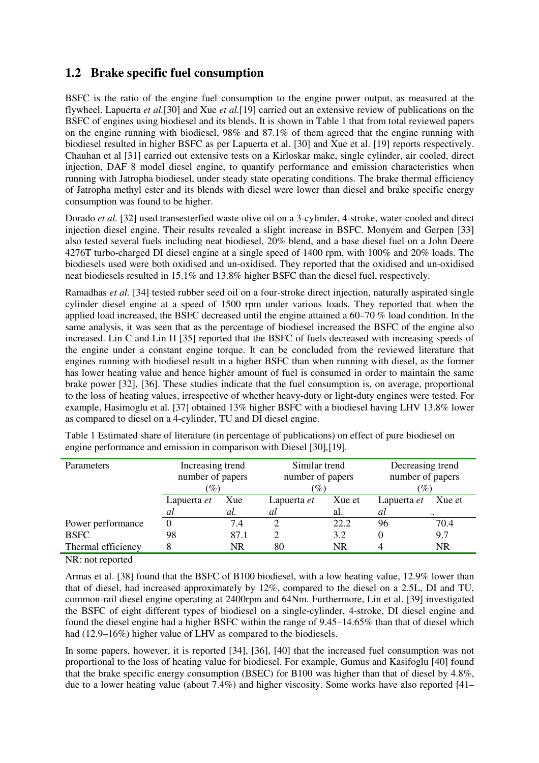## 1.2 Brake specific fuel consumption

BSFC is the ratio of the engine fuel consumption to the engine power output, as measured at the flywheel. Lapuerta *et al.*[30] and Xue *et al.*[19] carried out an extensive review of publications on the BSFC of engines using biodiesel and its blends. It is shown in Table 1 that from total reviewed papers on the engine running with biodiesel, 98% and 87.1% of them agreed that the engine running with biodiesel resulted in higher BSFC as per Lapuerta et al. [30] and Xue et al. [19] reports respectively. Chauhan et al [31] carried out extensive tests on a Kirloskar make, single cylinder, air cooled, direct injection, DAF 8 model diesel engine, to quantify performance and emission characteristics when running with Jatropha biodiesel, under steady state operating conditions. The brake thermal efficiency of Jatropha methyl ester and its blends with diesel were lower than diesel and brake specific energy consumption was found to be higher.

Dorado *et al.* [32] used transesterfied waste olive oil on a 3-cylinder, 4-stroke, water-cooled and direct injection diesel engine. Their results revealed a slight increase in BSFC. Monyem and Gerpen [33] also tested several fuels including neat biodiesel, 20% blend, and a base diesel fuel on a John Deere 4276T turbo-charged DI diesel engine at a single speed of 1400 rpm, with 100% and 20% loads. The biodiesels used were both oxidised and un-oxidised. They reported that the oxidised and un-oxidised neat biodiesels resulted in 15.1% and 13.8% higher BSFC than the diesel fuel, respectively.

Ramadhas *et al.* [34] tested rubber seed oil on a four-stroke direct injection, naturally aspirated single cylinder diesel engine at a speed of 1500 rpm under various loads. They reported that when the applied load increased, the BSFC decreased until the engine attained a 60–70 % load condition. In the same analysis, it was seen that as the percentage of biodiesel increased the BSFC of the engine also increased. Lin C and Lin H [35] reported that the BSFC of fuels decreased with increasing speeds of the engine under a constant engine torque. It can be concluded from the reviewed literature that engines running with biodiesel result in a higher BSFC than when running with diesel, as the former has lower heating value and hence higher amount of fuel is consumed in order to maintain the same brake power [32], [36]. These studies indicate that the fuel consumption is, on average, proportional to the loss of heating values, irrespective of whether heavy-duty or light-duty engines were tested. For example, Hasimoglu et al. [37] obtained 13% higher BSFC with a biodiesel having LHV 13.8% lower as compared to diesel on a 4-cylinder, TU and DI diesel engine.

Table 1 Estimated share of literature (in percentage of publications) on effect of pure biodiesel on engine performance and emission in comparison with Diesel [30],[19].

| Parameters | Increasing trend number of papers (%) | | Similar trend number of papers (%) | | Decreasing trend number of papers (%) | |
|---|---|---|---|---|---|---|
| | Lapuerta *et al* | Xue *et al.* | Lapuerta *et al* | Xue et al. | Lapuerta *et al* | Xue et al. |
| Power performance | 0 | 7.4 | 2 | 22.2 | 96 | 70.4 |
| BSFC | 98 | 87.1 | 2 | 3.2 | 0 | 9.7 |
| Thermal efficiency | 8 | NR | 80 | NR | 4 | NR |

NR: not reported

Armas et al. [38] found that the BSFC of B100 biodiesel, with a low heating value, 12.9% lower than that of diesel, had increased approximately by 12%, compared to the diesel on a 2.5L, DI and TU, common-rail diesel engine operating at 2400rpm and 64Nm. Furthermore, Lin et al. [39] investigated the BSFC of eight different types of biodiesel on a single-cylinder, 4-stroke, DI diesel engine and found the diesel engine had a higher BSFC within the range of 9.45–14.65% than that of diesel which had (12.9–16%) higher value of LHV as compared to the biodiesels.

In some papers, however, it is reported [34], [36], [40] that the increased fuel consumption was not proportional to the loss of heating value for biodiesel. For example, Gumus and Kasifoglu [40] found that the brake specific energy consumption (BSEC) for B100 was higher than that of diesel by 4.8%, due to a lower heating value (about 7.4%) and higher viscosity. Some works have also reported [41–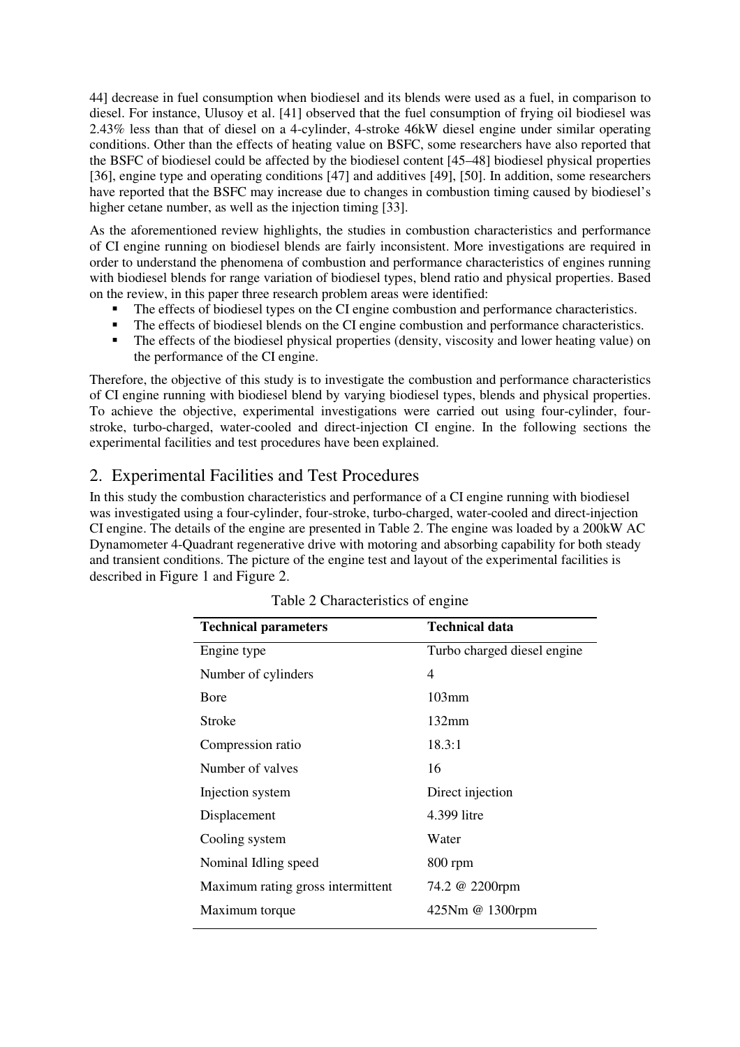44] decrease in fuel consumption when biodiesel and its blends were used as a fuel, in comparison to diesel. For instance, Ulusoy et al. [41] observed that the fuel consumption of frying oil biodiesel was 2.43% less than that of diesel on a 4-cylinder, 4-stroke 46kW diesel engine under similar operating conditions. Other than the effects of heating value on BSFC, some researchers have also reported that the BSFC of biodiesel could be affected by the biodiesel content [45–48] biodiesel physical properties [36], engine type and operating conditions [47] and additives [49], [50]. In addition, some researchers have reported that the BSFC may increase due to changes in combustion timing caused by biodiesel's higher cetane number, as well as the injection timing [33].

As the aforementioned review highlights, the studies in combustion characteristics and performance of CI engine running on biodiesel blends are fairly inconsistent. More investigations are required in order to understand the phenomena of combustion and performance characteristics of engines running with biodiesel blends for range variation of biodiesel types, blend ratio and physical properties. Based on the review, in this paper three research problem areas were identified:

- The effects of biodiesel types on the CI engine combustion and performance characteristics.
- The effects of biodiesel blends on the CI engine combustion and performance characteristics.
- The effects of the biodiesel physical properties (density, viscosity and lower heating value) on the performance of the CI engine.

Therefore, the objective of this study is to investigate the combustion and performance characteristics of CI engine running with biodiesel blend by varying biodiesel types, blends and physical properties. To achieve the objective, experimental investigations were carried out using four-cylinder, four-stroke, turbo-charged, water-cooled and direct-injection CI engine. In the following sections the experimental facilities and test procedures have been explained.

## 2. Experimental Facilities and Test Procedures

In this study the combustion characteristics and performance of a CI engine running with biodiesel was investigated using a four-cylinder, four-stroke, turbo-charged, water-cooled and direct-injection CI engine. The details of the engine are presented in Table 2. The engine was loaded by a 200kW AC Dynamometer 4-Quadrant regenerative drive with motoring and absorbing capability for both steady and transient conditions. The picture of the engine test and layout of the experimental facilities is described in Figure 1 and Figure 2.

Table 2 Characteristics of engine

| Technical parameters | Technical data |
|---|---|
| Engine type | Turbo charged diesel engine |
| Number of cylinders | 4 |
| Bore | 103mm |
| Stroke | 132mm |
| Compression ratio | 18.3:1 |
| Number of valves | 16 |
| Injection system | Direct injection |
| Displacement | 4.399 litre |
| Cooling system | Water |
| Nominal Idling speed | 800 rpm |
| Maximum rating gross intermittent | 74.2 @ 2200rpm |
| Maximum torque | 425Nm @ 1300rpm |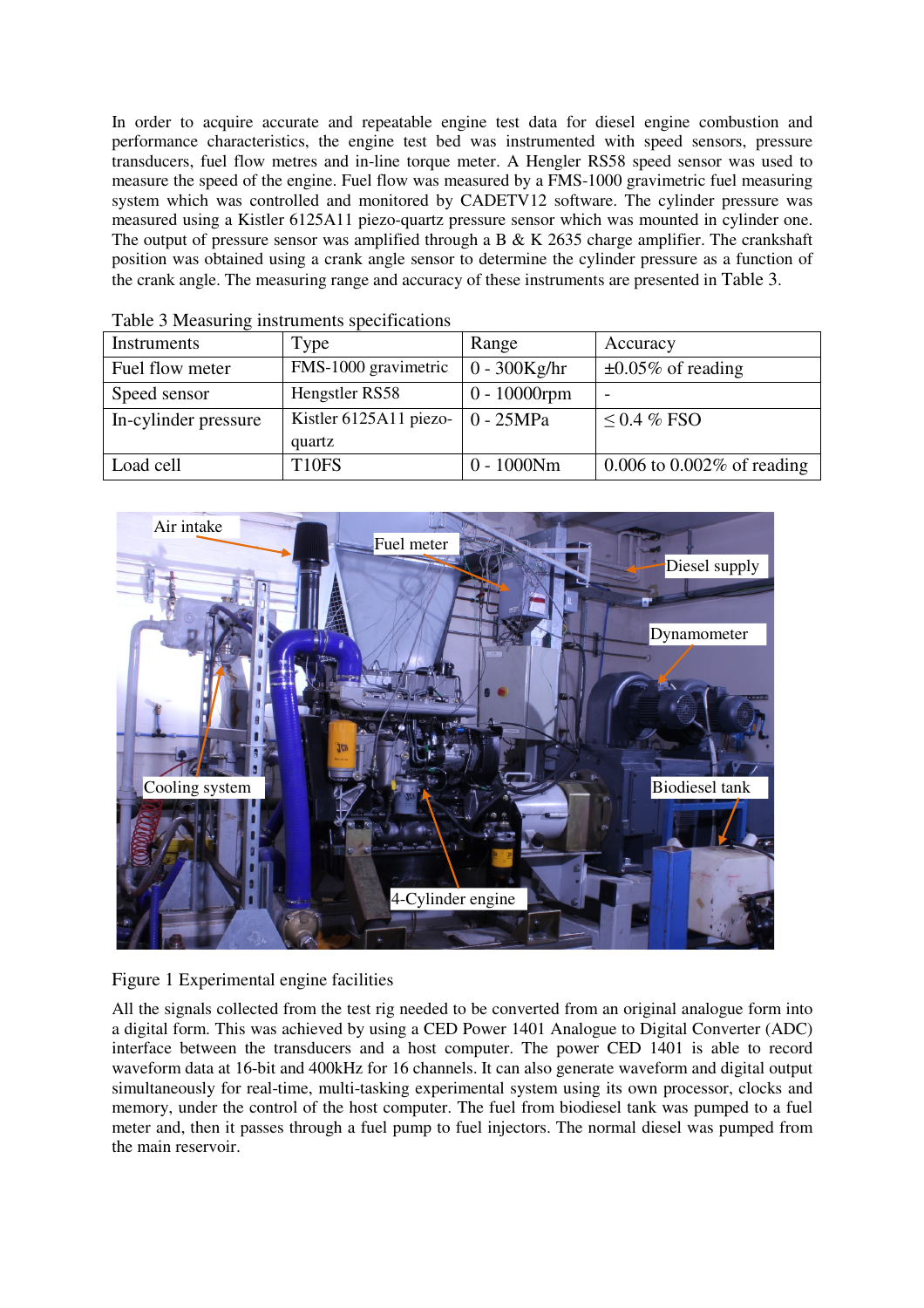In order to acquire accurate and repeatable engine test data for diesel engine combustion and performance characteristics, the engine test bed was instrumented with speed sensors, pressure transducers, fuel flow metres and in-line torque meter. A Hengler RS58 speed sensor was used to measure the speed of the engine. Fuel flow was measured by a FMS-1000 gravimetric fuel measuring system which was controlled and monitored by CADETV12 software. The cylinder pressure was measured using a Kistler 6125A11 piezo-quartz pressure sensor which was mounted in cylinder one. The output of pressure sensor was amplified through a B & K 2635 charge amplifier. The crankshaft position was obtained using a crank angle sensor to determine the cylinder pressure as a function of the crank angle. The measuring range and accuracy of these instruments are presented in Table 3.

Table 3 Measuring instruments specifications

| Instruments | Type | Range | Accuracy |
|---|---|---|---|
| Fuel flow meter | FMS-1000 gravimetric | 0 - 300Kg/hr | ±0.05% of reading |
| Speed sensor | Hengstler RS58 | 0 - 10000rpm | - |
| In-cylinder pressure | Kistler 6125A11 piezo-quartz | 0 - 25MPa | ≤ 0.4 % FSO |
| Load cell | T10FS | 0 - 1000Nm | 0.006 to 0.002% of reading |

Figure 1 Experimental engine facilities

All the signals collected from the test rig needed to be converted from an original analogue form into a digital form. This was achieved by using a CED Power 1401 Analogue to Digital Converter (ADC) interface between the transducers and a host computer. The power CED 1401 is able to record waveform data at 16-bit and 400kHz for 16 channels. It can also generate waveform and digital output simultaneously for real-time, multi-tasking experimental system using its own processor, clocks and memory, under the control of the host computer. The fuel from biodiesel tank was pumped to a fuel meter and, then it passes through a fuel pump to fuel injectors. The normal diesel was pumped from the main reservoir.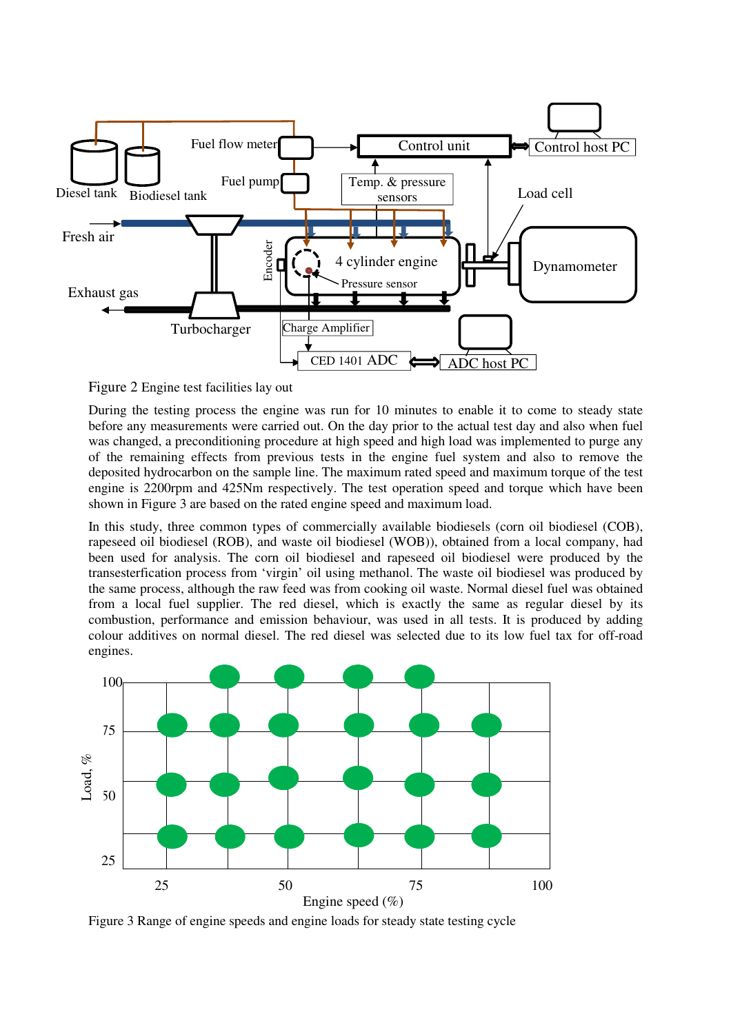Figure 2 Engine test facilities lay out

During the testing process the engine was run for 10 minutes to enable it to come to steady state before any measurements were carried out. On the day prior to the actual test day and also when fuel was changed, a preconditioning procedure at high speed and high load was implemented to purge any of the remaining effects from previous tests in the engine fuel system and also to remove the deposited hydrocarbon on the sample line. The maximum rated speed and maximum torque of the test engine is 2200rpm and 425Nm respectively. The test operation speed and torque which have been shown in Figure 3 are based on the rated engine speed and maximum load.

In this study, three common types of commercially available biodiesels (corn oil biodiesel (COB), rapeseed oil biodiesel (ROB), and waste oil biodiesel (WOB)), obtained from a local company, had been used for analysis. The corn oil biodiesel and rapeseed oil biodiesel were produced by the transesterfication process from 'virgin' oil using methanol. The waste oil biodiesel was produced by the same process, although the raw feed was from cooking oil waste. Normal diesel fuel was obtained from a local fuel supplier. The red diesel, which is exactly the same as regular diesel by its combustion, performance and emission behaviour, was used in all tests. It is produced by adding colour additives on normal diesel. The red diesel was selected due to its low fuel tax for off-road engines.

Figure 3 Range of engine speeds and engine loads for steady state testing cycle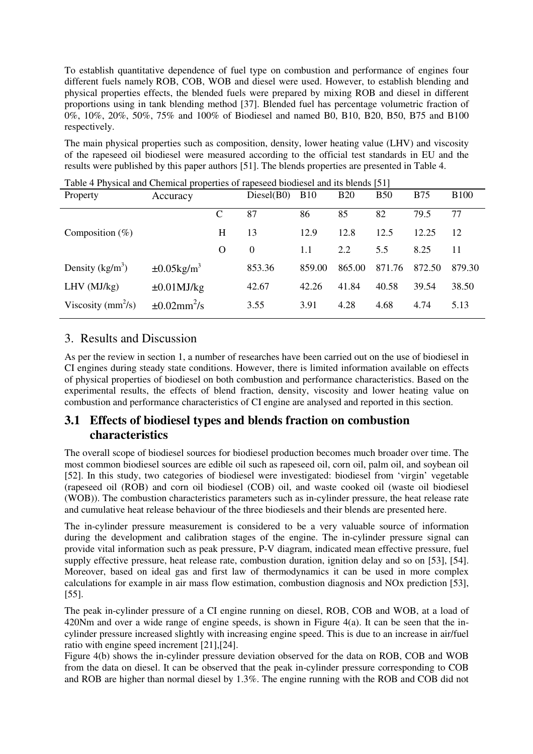To establish quantitative dependence of fuel type on combustion and performance of engines four different fuels namely ROB, COB, WOB and diesel were used. However, to establish blending and physical properties effects, the blended fuels were prepared by mixing ROB and diesel in different proportions using in tank blending method [37]. Blended fuel has percentage volumetric fraction of 0%, 10%, 20%, 50%, 75% and 100% of Biodiesel and named B0, B10, B20, B50, B75 and B100 respectively.

The main physical properties such as composition, density, lower heating value (LHV) and viscosity of the rapeseed oil biodiesel were measured according to the official test standards in EU and the results were published by this paper authors [51]. The blends properties are presented in Table 4.

Table 4 Physical and Chemical properties of rapeseed biodiesel and its blends [51]

| Property | Accuracy | | Diesel(B0) | B10 | B20 | B50 | B75 | B100 |
|---|---|---|---|---|---|---|---|---|
| Composition (%) | | C | 87 | 86 | 85 | 82 | 79.5 | 77 |
| | | H | 13 | 12.9 | 12.8 | 12.5 | 12.25 | 12 |
| | | O | 0 | 1.1 | 2.2 | 5.5 | 8.25 | 11 |
| Density ($kg/m^3$) | $\pm 0.05 kg/m^3$ | | 853.36 | 859.00 | 865.00 | 871.76 | 872.50 | 879.30 |
| LHV (MJ/kg) | $\pm 0.01$MJ/kg | | 42.67 | 42.26 | 41.84 | 40.58 | 39.54 | 38.50 |
| Viscosity ($mm^2/s$) | $\pm 0.02 mm^2/s$ | | 3.55 | 3.91 | 4.28 | 4.68 | 4.74 | 5.13 |

## 3. Results and Discussion

As per the review in section 1, a number of researches have been carried out on the use of biodiesel in CI engines during steady state conditions. However, there is limited information available on effects of physical properties of biodiesel on both combustion and performance characteristics. Based on the experimental results, the effects of blend fraction, density, viscosity and lower heating value on combustion and performance characteristics of CI engine are analysed and reported in this section.

### 3.1 Effects of biodiesel types and blends fraction on combustion characteristics

The overall scope of biodiesel sources for biodiesel production becomes much broader over time. The most common biodiesel sources are edible oil such as rapeseed oil, corn oil, palm oil, and soybean oil [52]. In this study, two categories of biodiesel were investigated: biodiesel from 'virgin' vegetable (rapeseed oil (ROB) and corn oil biodiesel (COB) oil, and waste cooked oil (waste oil biodiesel (WOB)). The combustion characteristics parameters such as in-cylinder pressure, the heat release rate and cumulative heat release behaviour of the three biodiesels and their blends are presented here.

The in-cylinder pressure measurement is considered to be a very valuable source of information during the development and calibration stages of the engine. The in-cylinder pressure signal can provide vital information such as peak pressure, P-V diagram, indicated mean effective pressure, fuel supply effective pressure, heat release rate, combustion duration, ignition delay and so on [53], [54]. Moreover, based on ideal gas and first law of thermodynamics it can be used in more complex calculations for example in air mass flow estimation, combustion diagnosis and NOx prediction [53], [55].

The peak in-cylinder pressure of a CI engine running on diesel, ROB, COB and WOB, at a load of 420Nm and over a wide range of engine speeds, is shown in Figure 4(a). It can be seen that the in-cylinder pressure increased slightly with increasing engine speed. This is due to an increase in air/fuel ratio with engine speed increment [21],[24].

Figure 4(b) shows the in-cylinder pressure deviation observed for the data on ROB, COB and WOB from the data on diesel. It can be observed that the peak in-cylinder pressure corresponding to COB and ROB are higher than normal diesel by 1.3%. The engine running with the ROB and COB did not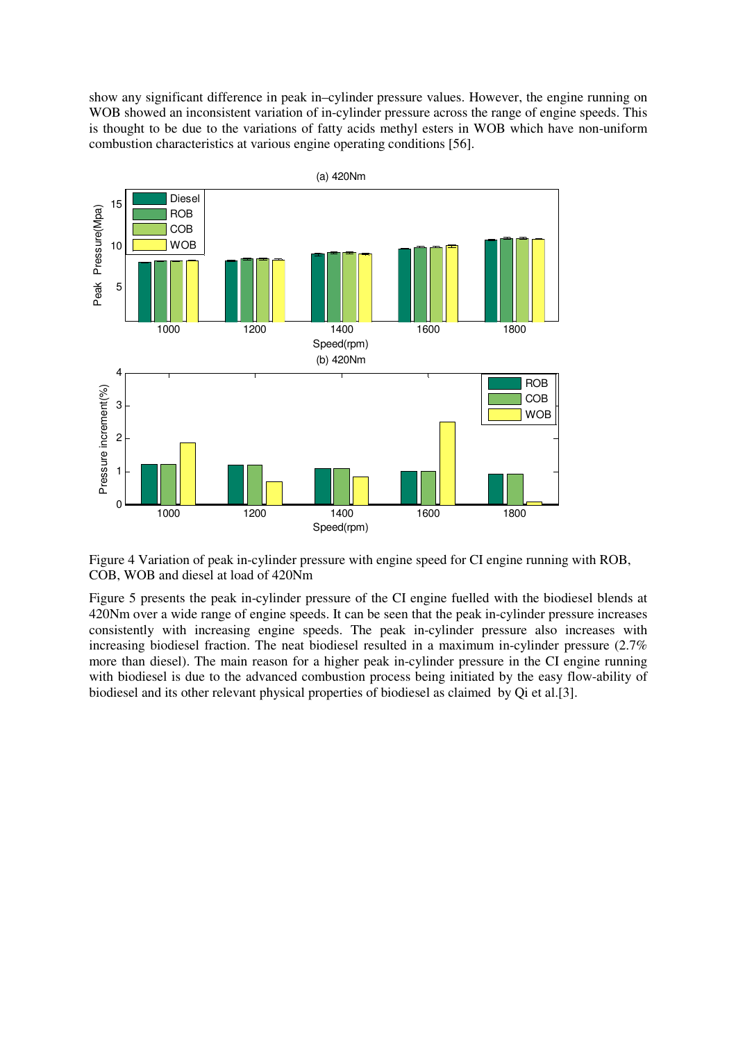show any significant difference in peak in–cylinder pressure values. However, the engine running on WOB showed an inconsistent variation of in-cylinder pressure across the range of engine speeds. This is thought to be due to the variations of fatty acids methyl esters in WOB which have non-uniform combustion characteristics at various engine operating conditions [56].

Figure 4 Variation of peak in-cylinder pressure with engine speed for CI engine running with ROB, COB, WOB and diesel at load of 420Nm

Figure 5 presents the peak in-cylinder pressure of the CI engine fuelled with the biodiesel blends at 420Nm over a wide range of engine speeds. It can be seen that the peak in-cylinder pressure increases consistently with increasing engine speeds. The peak in-cylinder pressure also increases with increasing biodiesel fraction. The neat biodiesel resulted in a maximum in-cylinder pressure (2.7% more than diesel). The main reason for a higher peak in-cylinder pressure in the CI engine running with biodiesel is due to the advanced combustion process being initiated by the easy flow-ability of biodiesel and its other relevant physical properties of biodiesel as claimed by Qi et al.[3].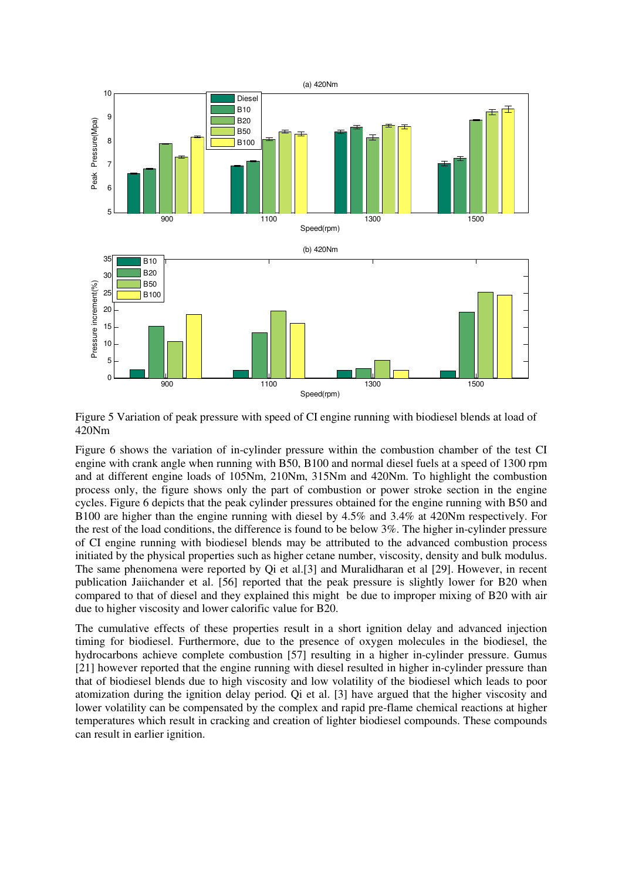Figure 5 Variation of peak pressure with speed of CI engine running with biodiesel blends at load of 420Nm

Figure 6 shows the variation of in-cylinder pressure within the combustion chamber of the test CI engine with crank angle when running with B50, B100 and normal diesel fuels at a speed of 1300 rpm and at different engine loads of 105Nm, 210Nm, 315Nm and 420Nm. To highlight the combustion process only, the figure shows only the part of combustion or power stroke section in the engine cycles. Figure 6 depicts that the peak cylinder pressures obtained for the engine running with B50 and B100 are higher than the engine running with diesel by 4.5% and 3.4% at 420Nm respectively. For the rest of the load conditions, the difference is found to be below 3%. The higher in-cylinder pressure of CI engine running with biodiesel blends may be attributed to the advanced combustion process initiated by the physical properties such as higher cetane number, viscosity, density and bulk modulus. The same phenomena were reported by Qi et al.[3] and Muralidharan et al [29]. However, in recent publication Jaiichander et al. [56] reported that the peak pressure is slightly lower for B20 when compared to that of diesel and they explained this might be due to improper mixing of B20 with air due to higher viscosity and lower calorific value for B20.

The cumulative effects of these properties result in a short ignition delay and advanced injection timing for biodiesel. Furthermore, due to the presence of oxygen molecules in the biodiesel, the hydrocarbons achieve complete combustion [57] resulting in a higher in-cylinder pressure. Gumus [21] however reported that the engine running with diesel resulted in higher in-cylinder pressure than that of biodiesel blends due to high viscosity and low volatility of the biodiesel which leads to poor atomization during the ignition delay period. Qi et al. [3] have argued that the higher viscosity and lower volatility can be compensated by the complex and rapid pre-flame chemical reactions at higher temperatures which result in cracking and creation of lighter biodiesel compounds. These compounds can result in earlier ignition.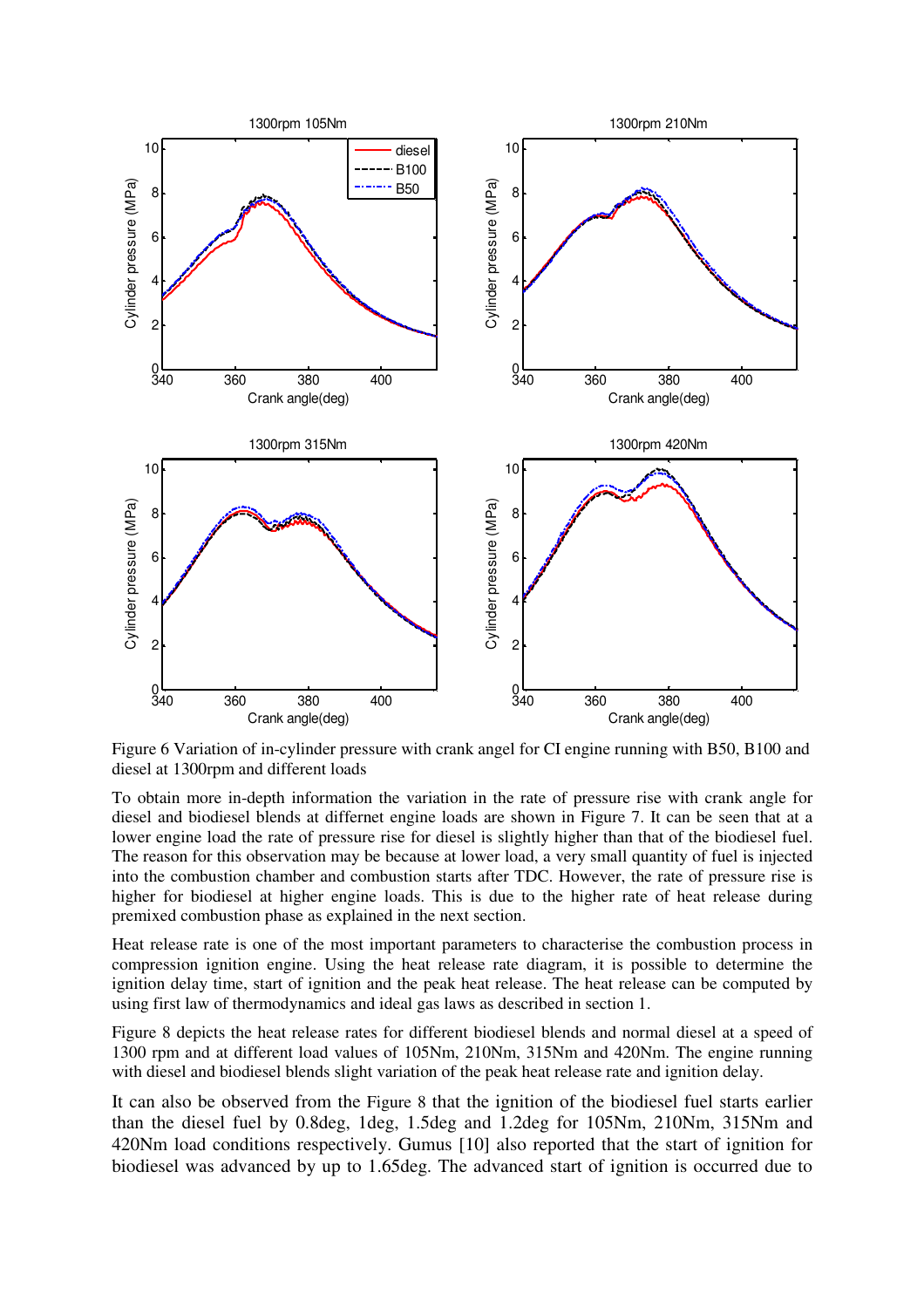Figure 6 Variation of in-cylinder pressure with crank angel for CI engine running with B50, B100 and diesel at 1300rpm and different loads

To obtain more in-depth information the variation in the rate of pressure rise with crank angle for diesel and biodiesel blends at differnet engine loads are shown in Figure 7. It can be seen that at a lower engine load the rate of pressure rise for diesel is slightly higher than that of the biodiesel fuel. The reason for this observation may be because at lower load, a very small quantity of fuel is injected into the combustion chamber and combustion starts after TDC. However, the rate of pressure rise is higher for biodiesel at higher engine loads. This is due to the higher rate of heat release during premixed combustion phase as explained in the next section.

Heat release rate is one of the most important parameters to characterise the combustion process in compression ignition engine. Using the heat release rate diagram, it is possible to determine the ignition delay time, start of ignition and the peak heat release. The heat release can be computed by using first law of thermodynamics and ideal gas laws as described in section 1.

Figure 8 depicts the heat release rates for different biodiesel blends and normal diesel at a speed of 1300 rpm and at different load values of 105Nm, 210Nm, 315Nm and 420Nm. The engine running with diesel and biodiesel blends slight variation of the peak heat release rate and ignition delay.

It can also be observed from the Figure 8 that the ignition of the biodiesel fuel starts earlier than the diesel fuel by 0.8deg, 1deg, 1.5deg and 1.2deg for 105Nm, 210Nm, 315Nm and 420Nm load conditions respectively. Gumus [10] also reported that the start of ignition for biodiesel was advanced by up to 1.65deg. The advanced start of ignition is occurred due to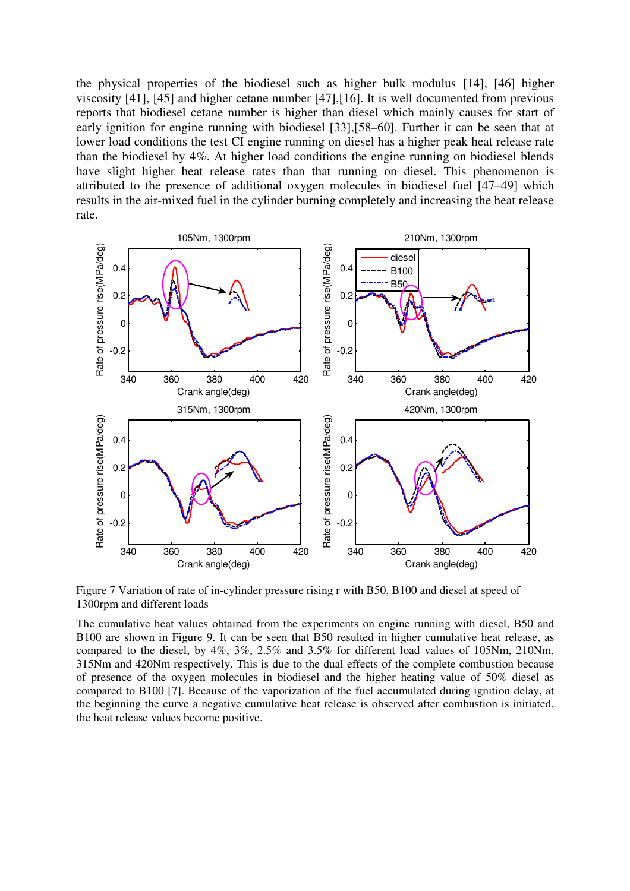the physical properties of the biodiesel such as higher bulk modulus [14], [46] higher viscosity [41], [45] and higher cetane number [47],[16]. It is well documented from previous reports that biodiesel cetane number is higher than diesel which mainly causes for start of early ignition for engine running with biodiesel [33],[58–60]. Further it can be seen that at lower load conditions the test CI engine running on diesel has a higher peak heat release rate than the biodiesel by 4%. At higher load conditions the engine running on biodiesel blends have slight higher heat release rates than that running on diesel. This phenomenon is attributed to the presence of additional oxygen molecules in biodiesel fuel [47–49] which results in the air-mixed fuel in the cylinder burning completely and increasing the heat release rate.

Figure 7 Variation of rate of in-cylinder pressure rising r with B50, B100 and diesel at speed of 1300rpm and different loads

The cumulative heat values obtained from the experiments on engine running with diesel, B50 and B100 are shown in Figure 9. It can be seen that B50 resulted in higher cumulative heat release, as compared to the diesel, by 4%, 3%, 2.5% and 3.5% for different load values of 105Nm, 210Nm, 315Nm and 420Nm respectively. This is due to the dual effects of the complete combustion because of presence of the oxygen molecules in biodiesel and the higher heating value of 50% diesel as compared to B100 [7]. Because of the vaporization of the fuel accumulated during ignition delay, at the beginning the curve a negative cumulative heat release is observed after combustion is initiated, the heat release values become positive.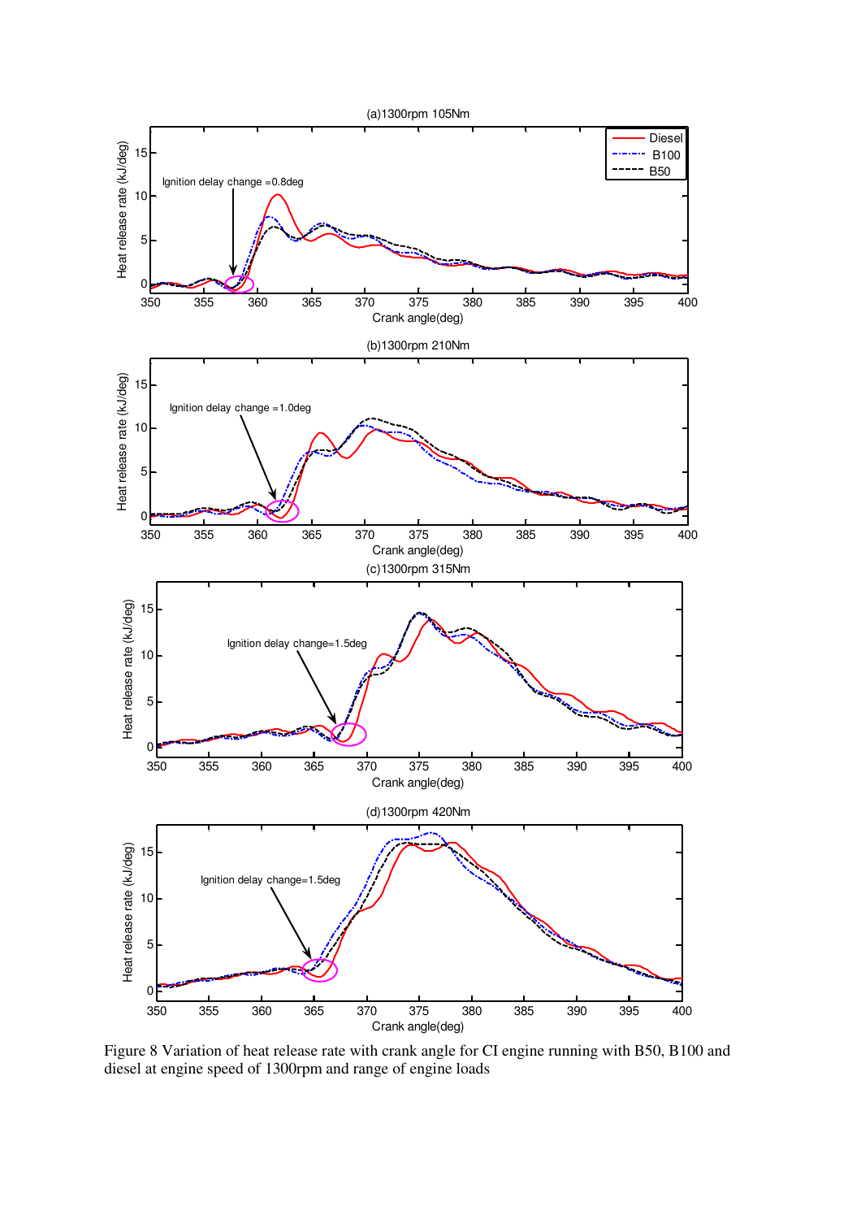Figure 8 Variation of heat release rate with crank angle for CI engine running with B50, B100 and diesel at engine speed of 1300rpm and range of engine loads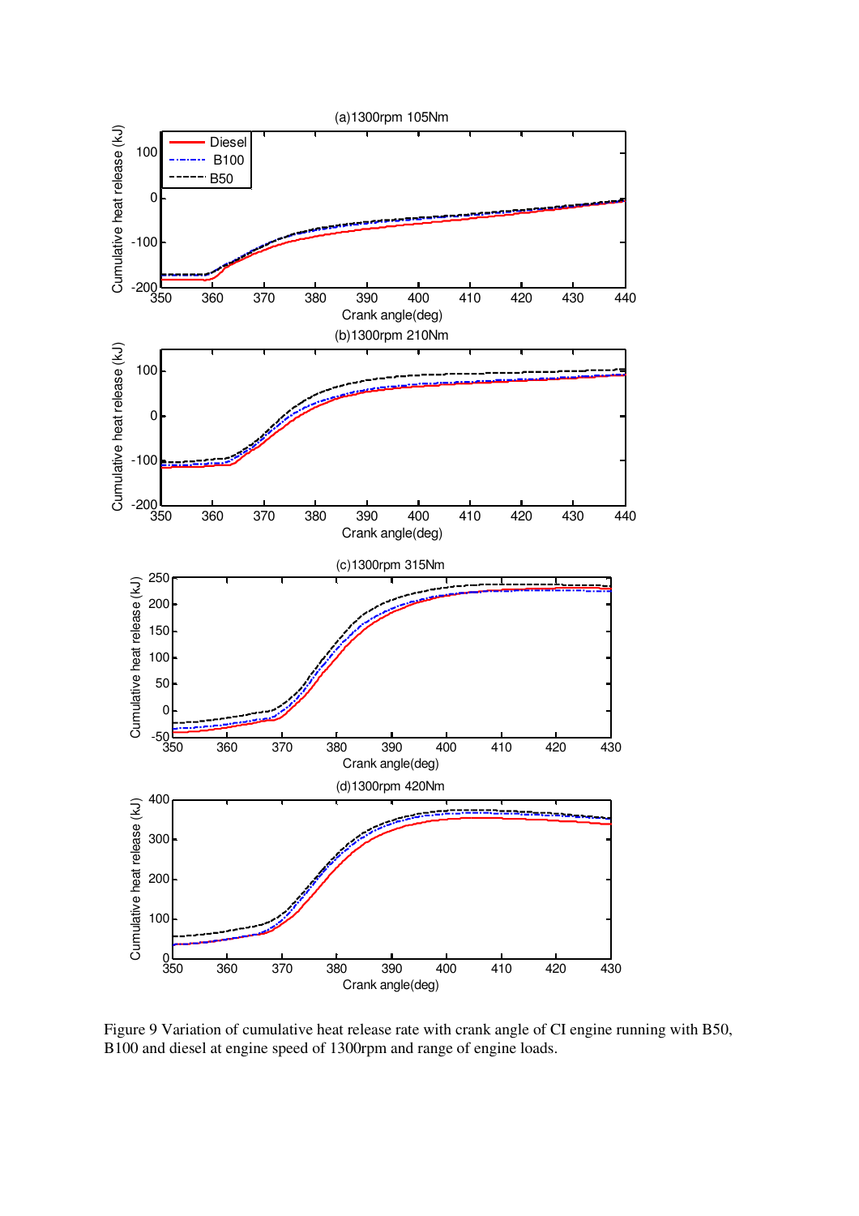Figure 9 Variation of cumulative heat release rate with crank angle of CI engine running with B50, B100 and diesel at engine speed of 1300rpm and range of engine loads.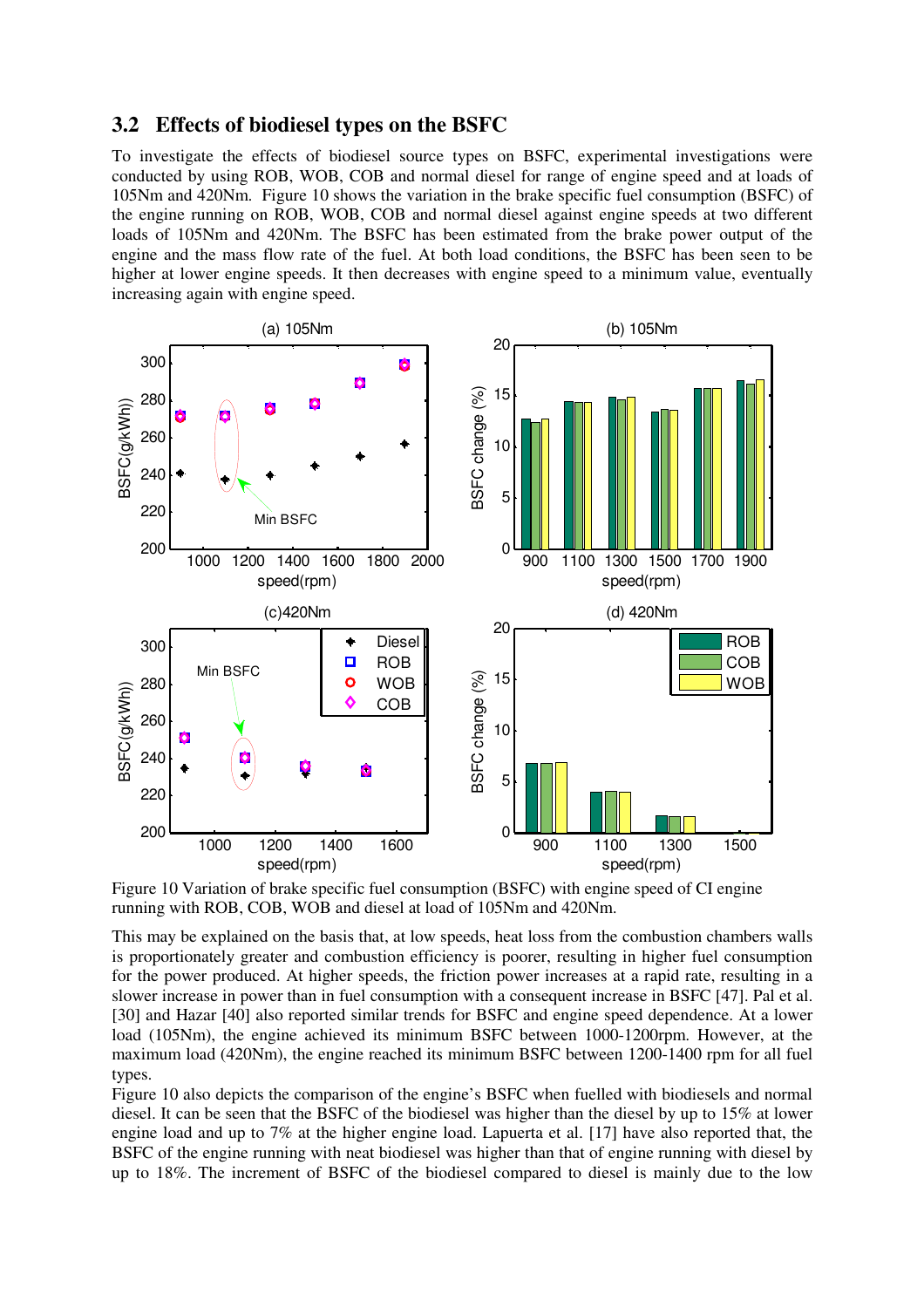## 3.2 Effects of biodiesel types on the BSFC

To investigate the effects of biodiesel source types on BSFC, experimental investigations were conducted by using ROB, WOB, COB and normal diesel for range of engine speed and at loads of 105Nm and 420Nm. Figure 10 shows the variation in the brake specific fuel consumption (BSFC) of the engine running on ROB, WOB, COB and normal diesel against engine speeds at two different loads of 105Nm and 420Nm. The BSFC has been estimated from the brake power output of the engine and the mass flow rate of the fuel. At both load conditions, the BSFC has been seen to be higher at lower engine speeds. It then decreases with engine speed to a minimum value, eventually increasing again with engine speed.

Figure 10 Variation of brake specific fuel consumption (BSFC) with engine speed of CI engine running with ROB, COB, WOB and diesel at load of 105Nm and 420Nm.

This may be explained on the basis that, at low speeds, heat loss from the combustion chambers walls is proportionately greater and combustion efficiency is poorer, resulting in higher fuel consumption for the power produced. At higher speeds, the friction power increases at a rapid rate, resulting in a slower increase in power than in fuel consumption with a consequent increase in BSFC [47]. Pal et al. [30] and Hazar [40] also reported similar trends for BSFC and engine speed dependence. At a lower load (105Nm), the engine achieved its minimum BSFC between 1000-1200rpm. However, at the maximum load (420Nm), the engine reached its minimum BSFC between 1200-1400 rpm for all fuel types.

Figure 10 also depicts the comparison of the engine's BSFC when fuelled with biodiesels and normal diesel. It can be seen that the BSFC of the biodiesel was higher than the diesel by up to 15% at lower engine load and up to 7% at the higher engine load. Lapuerta et al. [17] have also reported that, the BSFC of the engine running with neat biodiesel was higher than that of engine running with diesel by up to 18%. The increment of BSFC of the biodiesel compared to diesel is mainly due to the low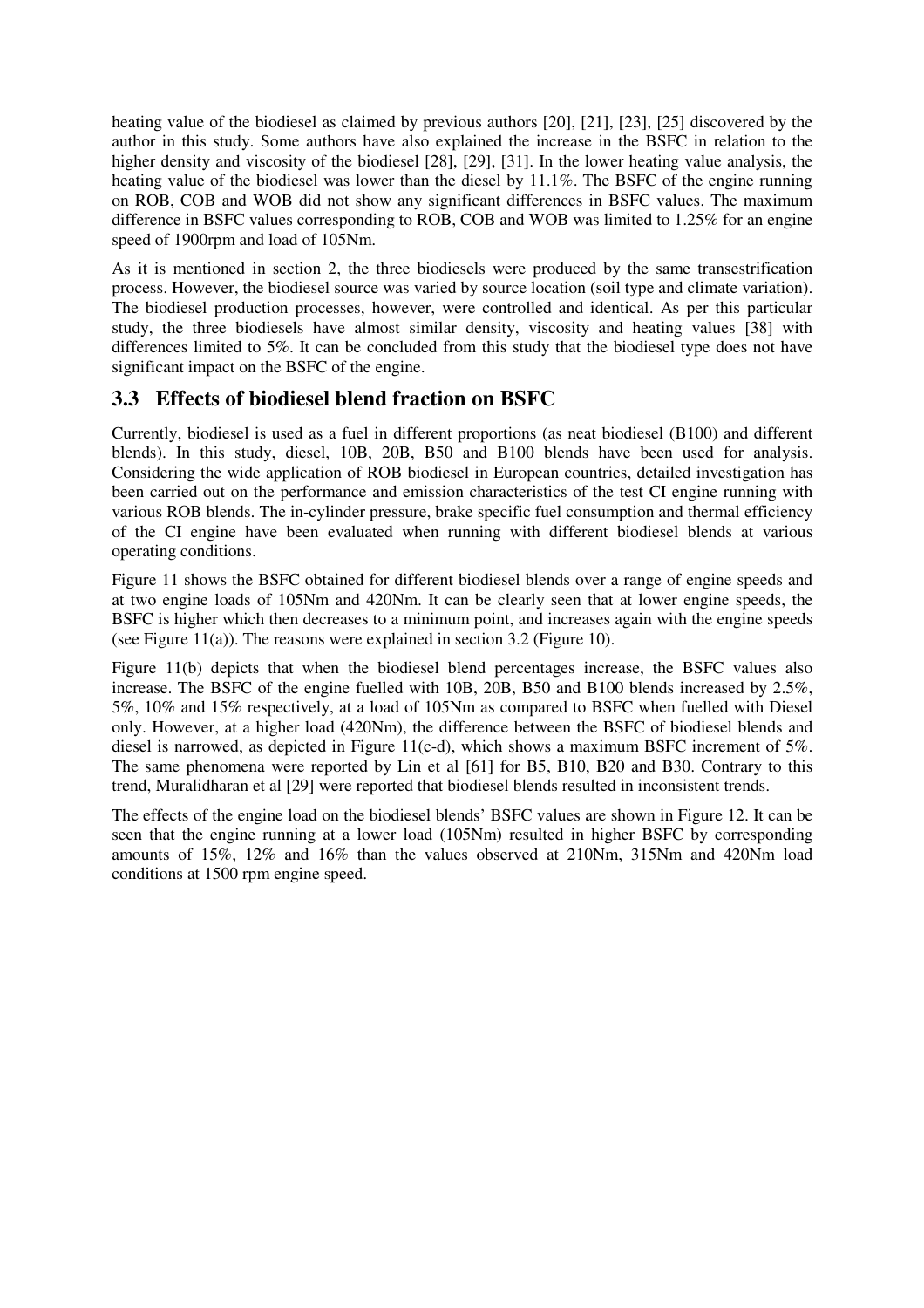heating value of the biodiesel as claimed by previous authors [20], [21], [23], [25] discovered by the author in this study. Some authors have also explained the increase in the BSFC in relation to the higher density and viscosity of the biodiesel [28], [29], [31]. In the lower heating value analysis, the heating value of the biodiesel was lower than the diesel by 11.1%. The BSFC of the engine running on ROB, COB and WOB did not show any significant differences in BSFC values. The maximum difference in BSFC values corresponding to ROB, COB and WOB was limited to 1.25% for an engine speed of 1900rpm and load of 105Nm.

As it is mentioned in section 2, the three biodiesels were produced by the same transestrification process. However, the biodiesel source was varied by source location (soil type and climate variation). The biodiesel production processes, however, were controlled and identical. As per this particular study, the three biodiesels have almost similar density, viscosity and heating values [38] with differences limited to 5%. It can be concluded from this study that the biodiesel type does not have significant impact on the BSFC of the engine.

## 3.3 Effects of biodiesel blend fraction on BSFC

Currently, biodiesel is used as a fuel in different proportions (as neat biodiesel (B100) and different blends). In this study, diesel, 10B, 20B, B50 and B100 blends have been used for analysis. Considering the wide application of ROB biodiesel in European countries, detailed investigation has been carried out on the performance and emission characteristics of the test CI engine running with various ROB blends. The in-cylinder pressure, brake specific fuel consumption and thermal efficiency of the CI engine have been evaluated when running with different biodiesel blends at various operating conditions.

Figure 11 shows the BSFC obtained for different biodiesel blends over a range of engine speeds and at two engine loads of 105Nm and 420Nm. It can be clearly seen that at lower engine speeds, the BSFC is higher which then decreases to a minimum point, and increases again with the engine speeds (see Figure 11(a)). The reasons were explained in section 3.2 (Figure 10).

Figure 11(b) depicts that when the biodiesel blend percentages increase, the BSFC values also increase. The BSFC of the engine fuelled with 10B, 20B, B50 and B100 blends increased by 2.5%, 5%, 10% and 15% respectively, at a load of 105Nm as compared to BSFC when fuelled with Diesel only. However, at a higher load (420Nm), the difference between the BSFC of biodiesel blends and diesel is narrowed, as depicted in Figure 11(c-d), which shows a maximum BSFC increment of 5%. The same phenomena were reported by Lin et al [61] for B5, B10, B20 and B30. Contrary to this trend, Muralidharan et al [29] were reported that biodiesel blends resulted in inconsistent trends.

The effects of the engine load on the biodiesel blends' BSFC values are shown in Figure 12. It can be seen that the engine running at a lower load (105Nm) resulted in higher BSFC by corresponding amounts of 15%, 12% and 16% than the values observed at 210Nm, 315Nm and 420Nm load conditions at 1500 rpm engine speed.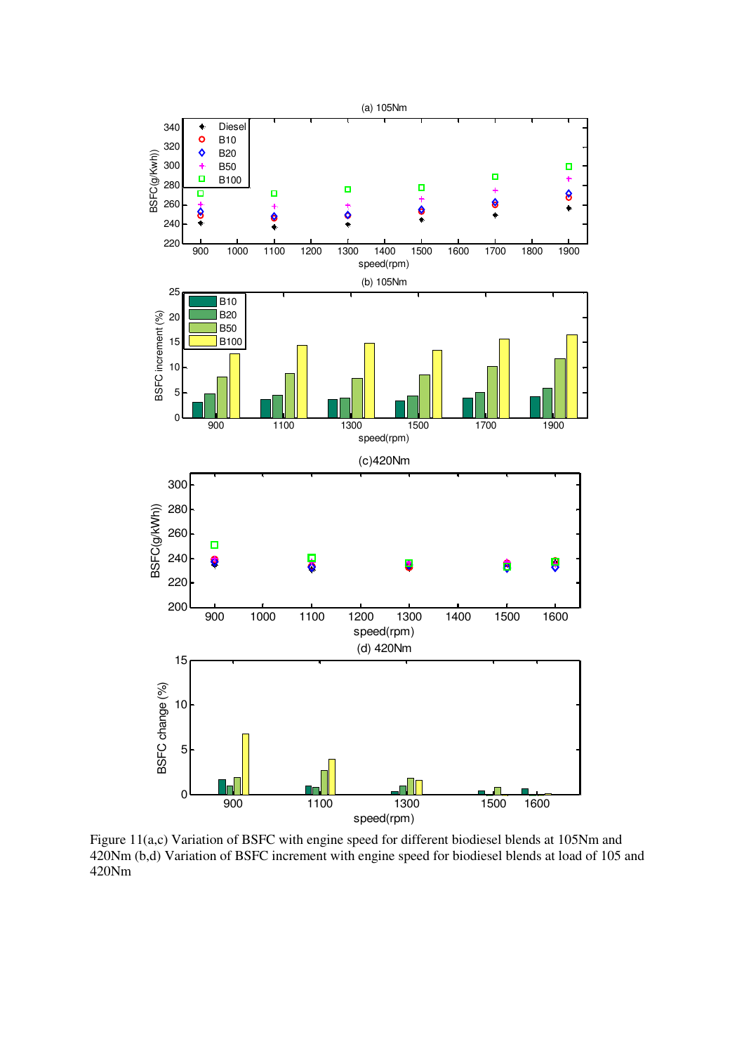Figure 11(a,c) Variation of BSFC with engine speed for different biodiesel blends at 105Nm and 420Nm (b,d) Variation of BSFC increment with engine speed for biodiesel blends at load of 105 and 420Nm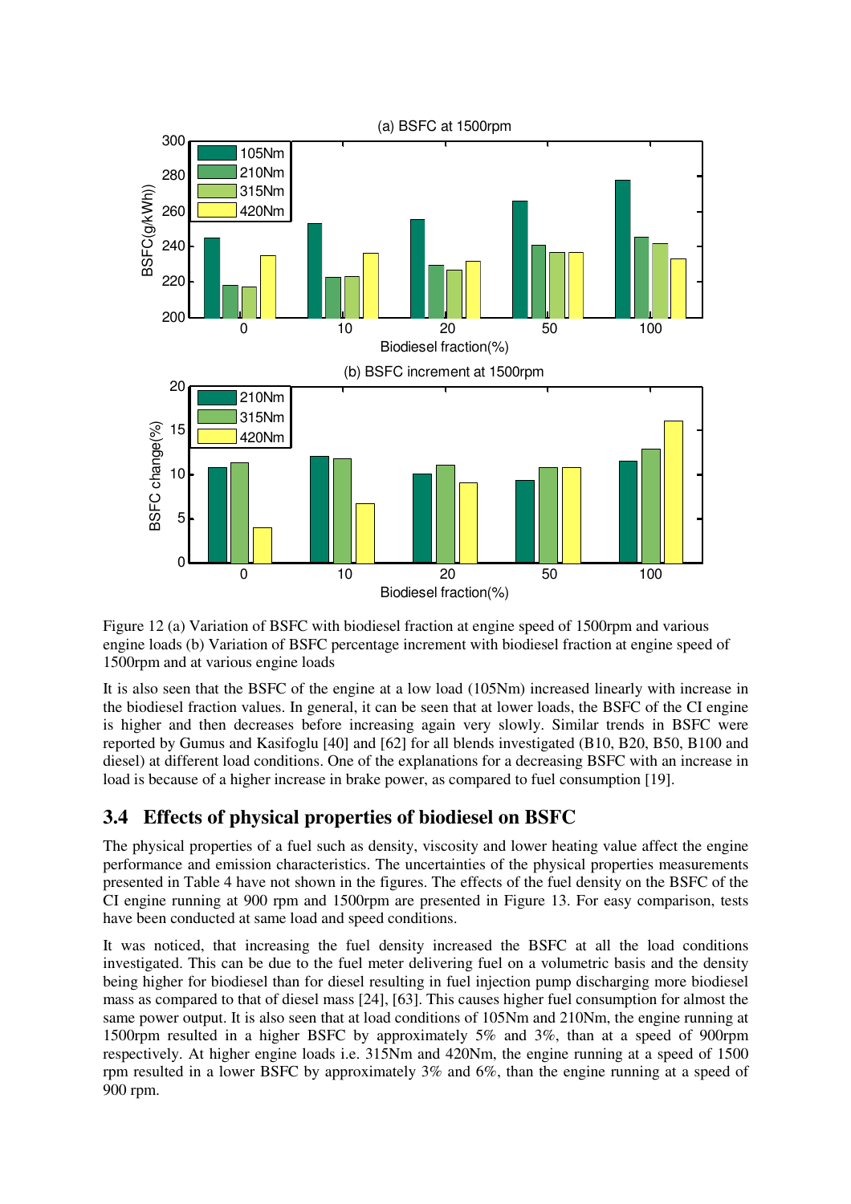Figure 12 (a) Variation of BSFC with biodiesel fraction at engine speed of 1500rpm and various engine loads (b) Variation of BSFC percentage increment with biodiesel fraction at engine speed of 1500rpm and at various engine loads

It is also seen that the BSFC of the engine at a low load (105Nm) increased linearly with increase in the biodiesel fraction values. In general, it can be seen that at lower loads, the BSFC of the CI engine is higher and then decreases before increasing again very slowly. Similar trends in BSFC were reported by Gumus and Kasifoglu [40] and [62] for all blends investigated (B10, B20, B50, B100 and diesel) at different load conditions. One of the explanations for a decreasing BSFC with an increase in load is because of a higher increase in brake power, as compared to fuel consumption [19].

## 3.4 Effects of physical properties of biodiesel on BSFC

The physical properties of a fuel such as density, viscosity and lower heating value affect the engine performance and emission characteristics. The uncertainties of the physical properties measurements presented in Table 4 have not shown in the figures. The effects of the fuel density on the BSFC of the CI engine running at 900 rpm and 1500rpm are presented in Figure 13. For easy comparison, tests have been conducted at same load and speed conditions.

It was noticed, that increasing the fuel density increased the BSFC at all the load conditions investigated. This can be due to the fuel meter delivering fuel on a volumetric basis and the density being higher for biodiesel than for diesel resulting in fuel injection pump discharging more biodiesel mass as compared to that of diesel mass [24], [63]. This causes higher fuel consumption for almost the same power output. It is also seen that at load conditions of 105Nm and 210Nm, the engine running at 1500rpm resulted in a higher BSFC by approximately 5% and 3%, than at a speed of 900rpm respectively. At higher engine loads i.e. 315Nm and 420Nm, the engine running at a speed of 1500 rpm resulted in a lower BSFC by approximately 3% and 6%, than the engine running at a speed of 900 rpm.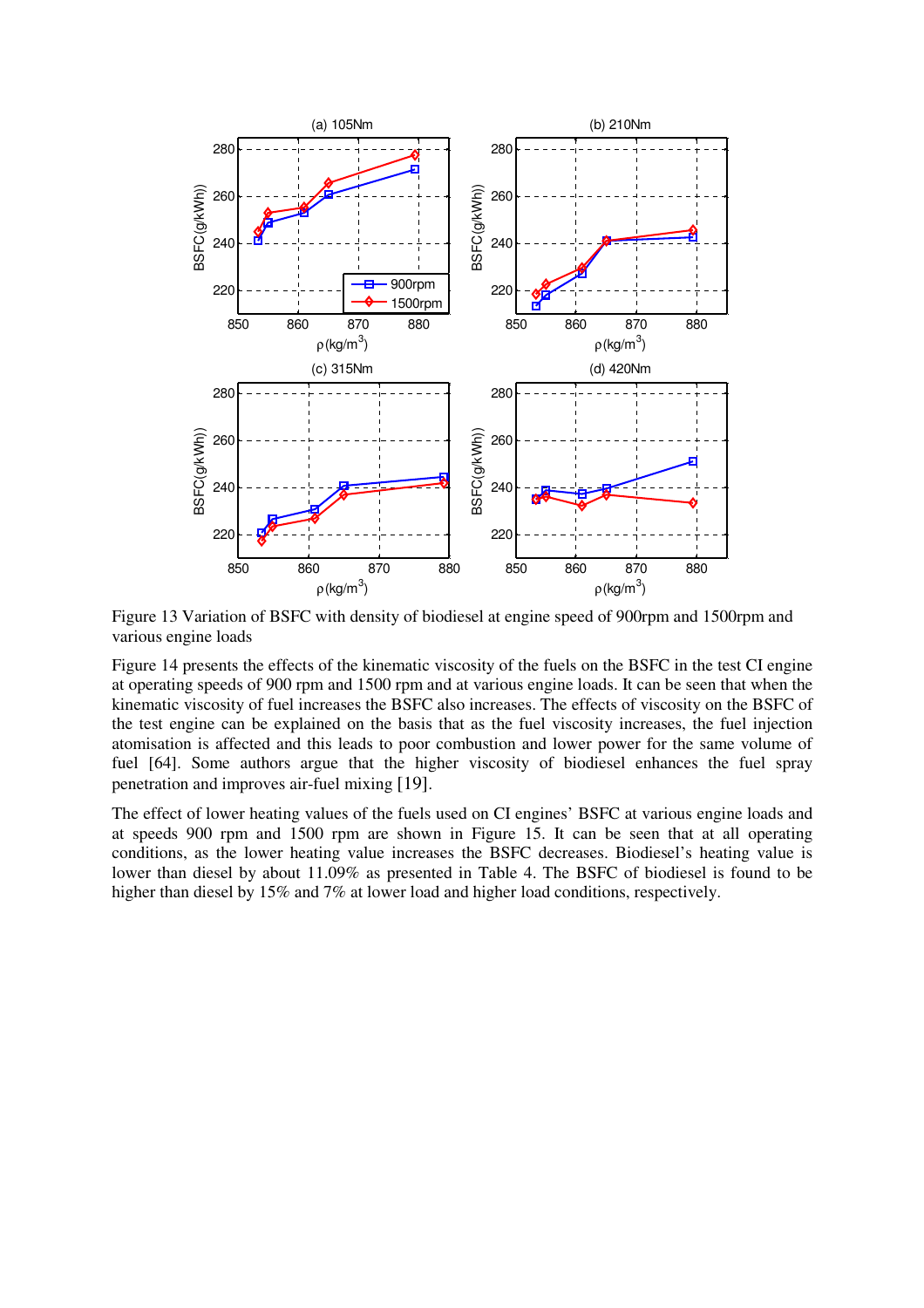Figure 13 Variation of BSFC with density of biodiesel at engine speed of 900rpm and 1500rpm and various engine loads

Figure 14 presents the effects of the kinematic viscosity of the fuels on the BSFC in the test CI engine at operating speeds of 900 rpm and 1500 rpm and at various engine loads. It can be seen that when the kinematic viscosity of fuel increases the BSFC also increases. The effects of viscosity on the BSFC of the test engine can be explained on the basis that as the fuel viscosity increases, the fuel injection atomisation is affected and this leads to poor combustion and lower power for the same volume of fuel [64]. Some authors argue that the higher viscosity of biodiesel enhances the fuel spray penetration and improves air-fuel mixing [19].

The effect of lower heating values of the fuels used on CI engines' BSFC at various engine loads and at speeds 900 rpm and 1500 rpm are shown in Figure 15. It can be seen that at all operating conditions, as the lower heating value increases the BSFC decreases. Biodiesel's heating value is lower than diesel by about 11.09% as presented in Table 4. The BSFC of biodiesel is found to be higher than diesel by 15% and 7% at lower load and higher load conditions, respectively.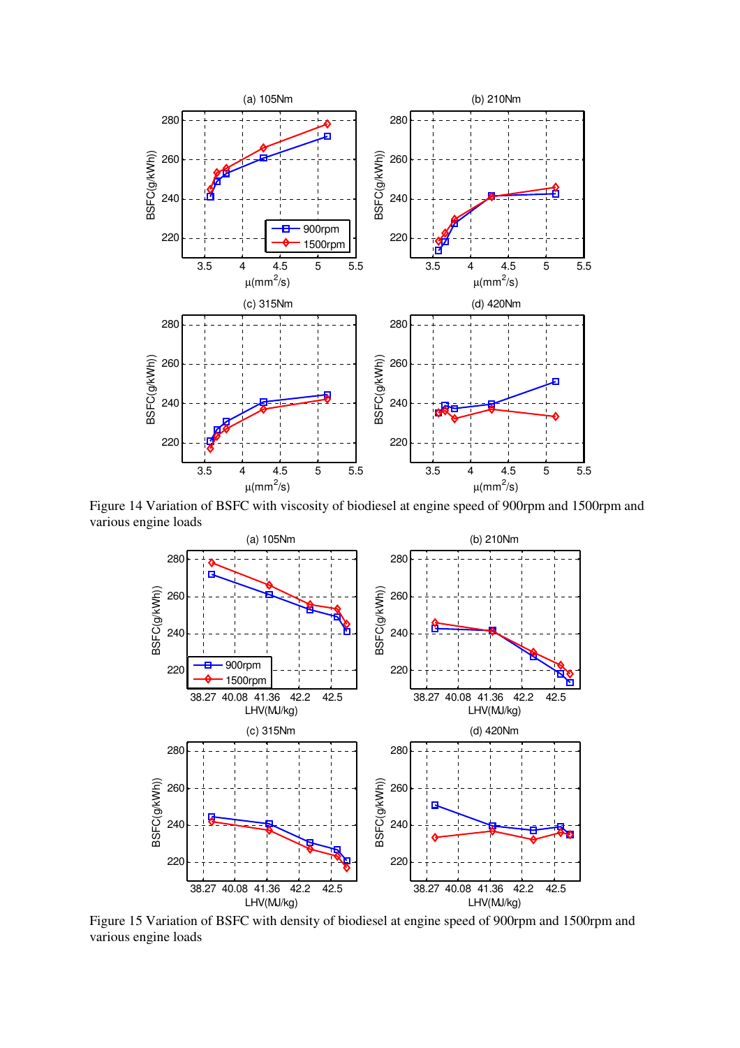Figure 14 Variation of BSFC with viscosity of biodiesel at engine speed of 900rpm and 1500rpm and various engine loads

Figure 15 Variation of BSFC with density of biodiesel at engine speed of 900rpm and 1500rpm and various engine loads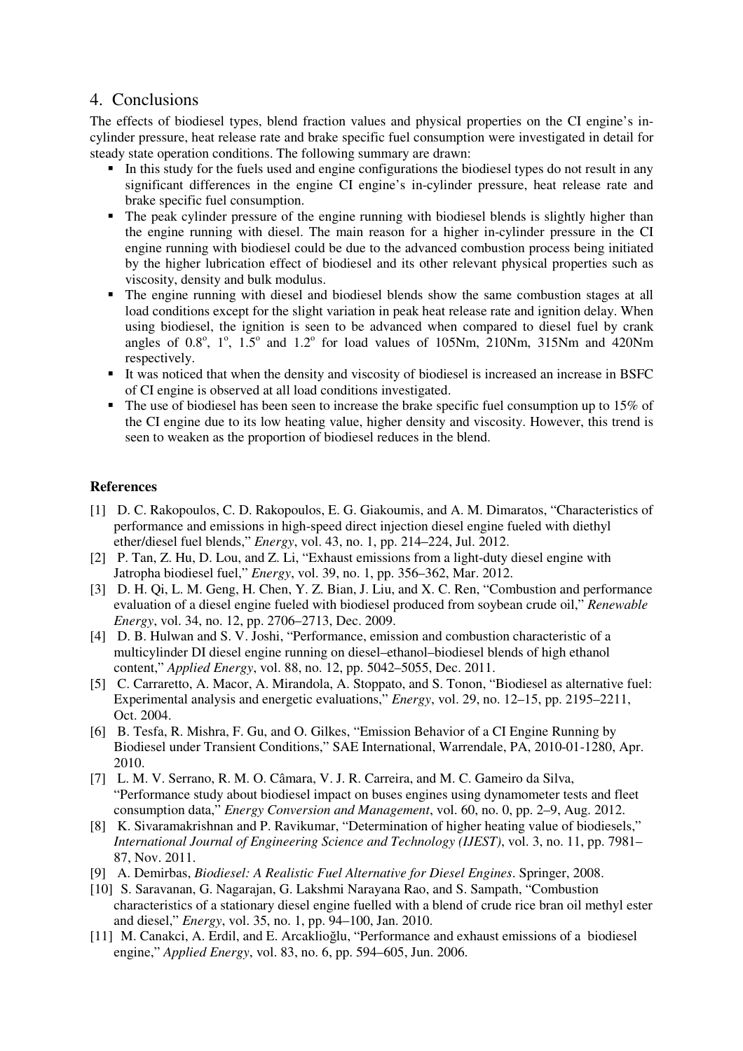## 4. Conclusions

The effects of biodiesel types, blend fraction values and physical properties on the CI engine's in-cylinder pressure, heat release rate and brake specific fuel consumption were investigated in detail for steady state operation conditions. The following summary are drawn:

- In this study for the fuels used and engine configurations the biodiesel types do not result in any significant differences in the engine CI engine's in-cylinder pressure, heat release rate and brake specific fuel consumption.
- The peak cylinder pressure of the engine running with biodiesel blends is slightly higher than the engine running with diesel. The main reason for a higher in-cylinder pressure in the CI engine running with biodiesel could be due to the advanced combustion process being initiated by the higher lubrication effect of biodiesel and its other relevant physical properties such as viscosity, density and bulk modulus.
- The engine running with diesel and biodiesel blends show the same combustion stages at all load conditions except for the slight variation in peak heat release rate and ignition delay. When using biodiesel, the ignition is seen to be advanced when compared to diesel fuel by crank angles of $0.8^{o}$, $1^{o}$, $1.5^{o}$ and $1.2^{o}$ for load values of 105Nm, 210Nm, 315Nm and 420Nm respectively.
- It was noticed that when the density and viscosity of biodiesel is increased an increase in BSFC of CI engine is observed at all load conditions investigated.
- The use of biodiesel has been seen to increase the brake specific fuel consumption up to 15% of the CI engine due to its low heating value, higher density and viscosity. However, this trend is seen to weaken as the proportion of biodiesel reduces in the blend.

**References**

[1] D. C. Rakopoulos, C. D. Rakopoulos, E. G. Giakoumis, and A. M. Dimaratos, "Characteristics of performance and emissions in high-speed direct injection diesel engine fueled with diethyl ether/diesel fuel blends," *Energy*, vol. 43, no. 1, pp. 214–224, Jul. 2012.

[2] P. Tan, Z. Hu, D. Lou, and Z. Li, "Exhaust emissions from a light-duty diesel engine with Jatropha biodiesel fuel," *Energy*, vol. 39, no. 1, pp. 356–362, Mar. 2012.

[3] D. H. Qi, L. M. Geng, H. Chen, Y. Z. Bian, J. Liu, and X. C. Ren, "Combustion and performance evaluation of a diesel engine fueled with biodiesel produced from soybean crude oil," *Renewable Energy*, vol. 34, no. 12, pp. 2706–2713, Dec. 2009.

[4] D. B. Hulwan and S. V. Joshi, "Performance, emission and combustion characteristic of a multicylinder DI diesel engine running on diesel–ethanol–biodiesel blends of high ethanol content," *Applied Energy*, vol. 88, no. 12, pp. 5042–5055, Dec. 2011.

[5] C. Carraretto, A. Macor, A. Mirandola, A. Stoppato, and S. Tonon, "Biodiesel as alternative fuel: Experimental analysis and energetic evaluations," *Energy*, vol. 29, no. 12–15, pp. 2195–2211, Oct. 2004.

[6] B. Tesfa, R. Mishra, F. Gu, and O. Gilkes, "Emission Behavior of a CI Engine Running by Biodiesel under Transient Conditions," SAE International, Warrendale, PA, 2010-01-1280, Apr. 2010.

[7] L. M. V. Serrano, R. M. O. Câmara, V. J. R. Carreira, and M. C. Gameiro da Silva, "Performance study about biodiesel impact on buses engines using dynamometer tests and fleet consumption data," *Energy Conversion and Management*, vol. 60, no. 0, pp. 2–9, Aug. 2012.

[8] K. Sivaramakrishnan and P. Ravikumar, "Determination of higher heating value of biodiesels," *International Journal of Engineering Science and Technology (IJEST)*, vol. 3, no. 11, pp. 7981–87, Nov. 2011.

[9] A. Demirbas, *Biodiesel: A Realistic Fuel Alternative for Diesel Engines*. Springer, 2008.

[10] S. Saravanan, G. Nagarajan, G. Lakshmi Narayana Rao, and S. Sampath, "Combustion characteristics of a stationary diesel engine fuelled with a blend of crude rice bran oil methyl ester and diesel," *Energy*, vol. 35, no. 1, pp. 94–100, Jan. 2010.

[11] M. Canakci, A. Erdil, and E. Arcaklioğlu, "Performance and exhaust emissions of a biodiesel engine," *Applied Energy*, vol. 83, no. 6, pp. 594–605, Jun. 2006.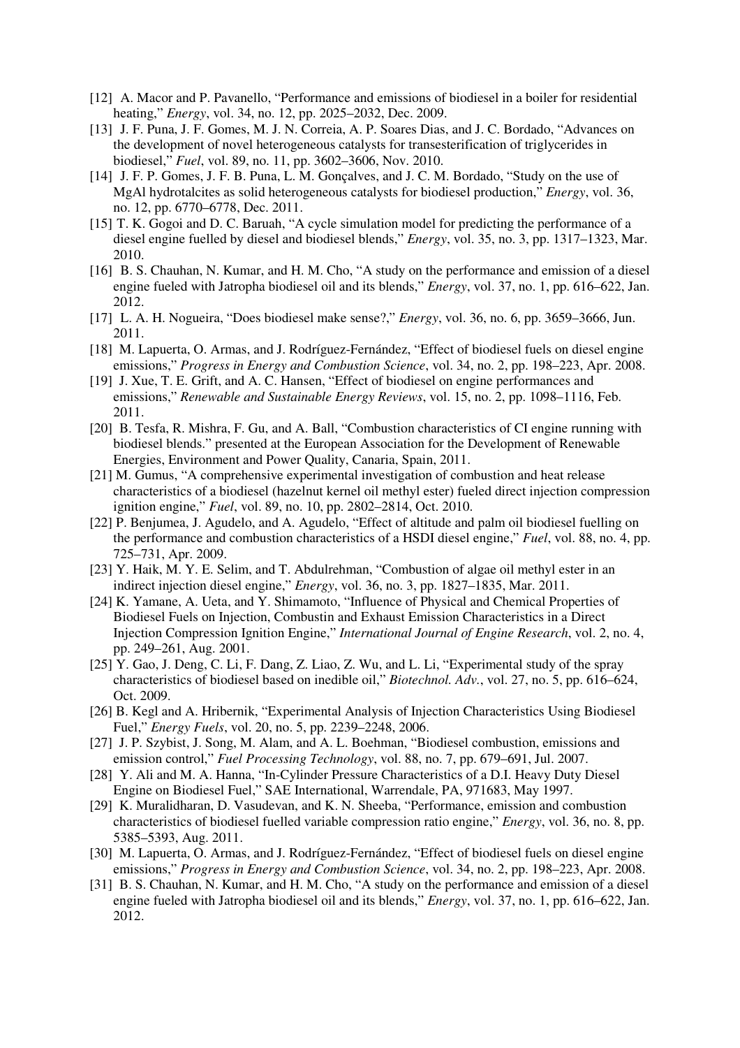[12] A. Macor and P. Pavanello, "Performance and emissions of biodiesel in a boiler for residential heating," *Energy*, vol. 34, no. 12, pp. 2025–2032, Dec. 2009.

[13] J. F. Puna, J. F. Gomes, M. J. N. Correia, A. P. Soares Dias, and J. C. Bordado, "Advances on the development of novel heterogeneous catalysts for transesterification of triglycerides in biodiesel," *Fuel*, vol. 89, no. 11, pp. 3602–3606, Nov. 2010.

[14] J. F. P. Gomes, J. F. B. Puna, L. M. Gonçalves, and J. C. M. Bordado, "Study on the use of MgAl hydrotalcites as solid heterogeneous catalysts for biodiesel production," *Energy*, vol. 36, no. 12, pp. 6770–6778, Dec. 2011.

[15] T. K. Gogoi and D. C. Baruah, "A cycle simulation model for predicting the performance of a diesel engine fuelled by diesel and biodiesel blends," *Energy*, vol. 35, no. 3, pp. 1317–1323, Mar. 2010.

[16] B. S. Chauhan, N. Kumar, and H. M. Cho, "A study on the performance and emission of a diesel engine fueled with Jatropha biodiesel oil and its blends," *Energy*, vol. 37, no. 1, pp. 616–622, Jan. 2012.

[17] L. A. H. Nogueira, "Does biodiesel make sense?," *Energy*, vol. 36, no. 6, pp. 3659–3666, Jun. 2011.

[18] M. Lapuerta, O. Armas, and J. Rodríguez-Fernández, "Effect of biodiesel fuels on diesel engine emissions," *Progress in Energy and Combustion Science*, vol. 34, no. 2, pp. 198–223, Apr. 2008.

[19] J. Xue, T. E. Grift, and A. C. Hansen, "Effect of biodiesel on engine performances and emissions," *Renewable and Sustainable Energy Reviews*, vol. 15, no. 2, pp. 1098–1116, Feb. 2011.

[20] B. Tesfa, R. Mishra, F. Gu, and A. Ball, "Combustion characteristics of CI engine running with biodiesel blends." presented at the European Association for the Development of Renewable Energies, Environment and Power Quality, Canaria, Spain, 2011.

[21] M. Gumus, "A comprehensive experimental investigation of combustion and heat release characteristics of a biodiesel (hazelnut kernel oil methyl ester) fueled direct injection compression ignition engine," *Fuel*, vol. 89, no. 10, pp. 2802–2814, Oct. 2010.

[22] P. Benjumea, J. Agudelo, and A. Agudelo, "Effect of altitude and palm oil biodiesel fuelling on the performance and combustion characteristics of a HSDI diesel engine," *Fuel*, vol. 88, no. 4, pp. 725–731, Apr. 2009.

[23] Y. Haik, M. Y. E. Selim, and T. Abdulrehman, "Combustion of algae oil methyl ester in an indirect injection diesel engine," *Energy*, vol. 36, no. 3, pp. 1827–1835, Mar. 2011.

[24] K. Yamane, A. Ueta, and Y. Shimamoto, "Influence of Physical and Chemical Properties of Biodiesel Fuels on Injection, Combustin and Exhaust Emission Characteristics in a Direct Injection Compression Ignition Engine," *International Journal of Engine Research*, vol. 2, no. 4, pp. 249–261, Aug. 2001.

[25] Y. Gao, J. Deng, C. Li, F. Dang, Z. Liao, Z. Wu, and L. Li, "Experimental study of the spray characteristics of biodiesel based on inedible oil," *Biotechnol. Adv.*, vol. 27, no. 5, pp. 616–624, Oct. 2009.

[26] B. Kegl and A. Hribernik, "Experimental Analysis of Injection Characteristics Using Biodiesel Fuel," *Energy Fuels*, vol. 20, no. 5, pp. 2239–2248, 2006.

[27] J. P. Szybist, J. Song, M. Alam, and A. L. Boehman, "Biodiesel combustion, emissions and emission control," *Fuel Processing Technology*, vol. 88, no. 7, pp. 679–691, Jul. 2007.

[28] Y. Ali and M. A. Hanna, "In-Cylinder Pressure Characteristics of a D.I. Heavy Duty Diesel Engine on Biodiesel Fuel," SAE International, Warrendale, PA, 971683, May 1997.

[29] K. Muralidharan, D. Vasudevan, and K. N. Sheeba, "Performance, emission and combustion characteristics of biodiesel fuelled variable compression ratio engine," *Energy*, vol. 36, no. 8, pp. 5385–5393, Aug. 2011.

[30] M. Lapuerta, O. Armas, and J. Rodríguez-Fernández, "Effect of biodiesel fuels on diesel engine emissions," *Progress in Energy and Combustion Science*, vol. 34, no. 2, pp. 198–223, Apr. 2008.

[31] B. S. Chauhan, N. Kumar, and H. M. Cho, "A study on the performance and emission of a diesel engine fueled with Jatropha biodiesel oil and its blends," *Energy*, vol. 37, no. 1, pp. 616–622, Jan. 2012.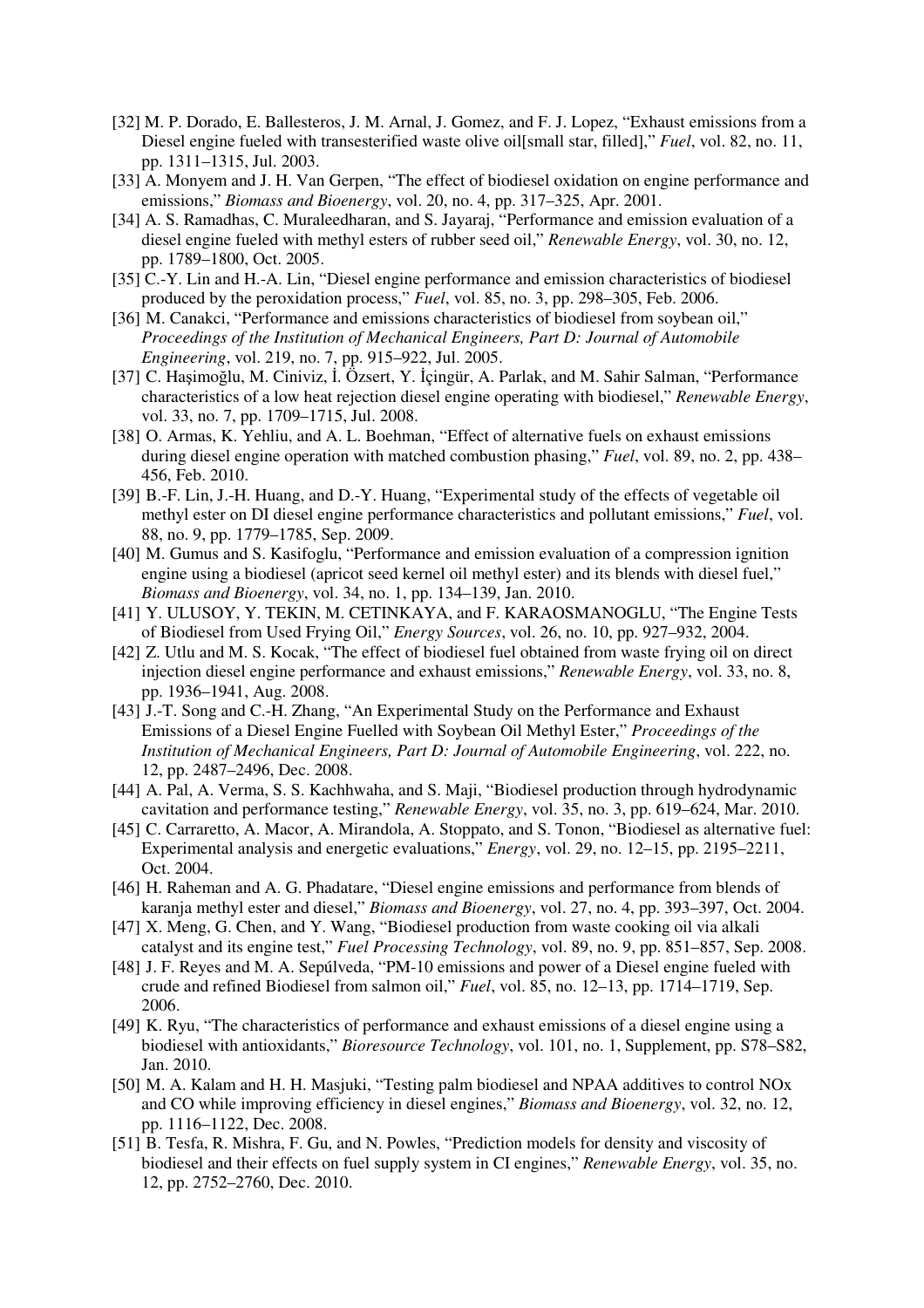[32] M. P. Dorado, E. Ballesteros, J. M. Arnal, J. Gomez, and F. J. Lopez, "Exhaust emissions from a Diesel engine fueled with transesterified waste olive oil[small star, filled]," *Fuel*, vol. 82, no. 11, pp. 1311–1315, Jul. 2003.

[33] A. Monyem and J. H. Van Gerpen, "The effect of biodiesel oxidation on engine performance and emissions," *Biomass and Bioenergy*, vol. 20, no. 4, pp. 317–325, Apr. 2001.

[34] A. S. Ramadhas, C. Muraleedharan, and S. Jayaraj, "Performance and emission evaluation of a diesel engine fueled with methyl esters of rubber seed oil," *Renewable Energy*, vol. 30, no. 12, pp. 1789–1800, Oct. 2005.

[35] C.-Y. Lin and H.-A. Lin, "Diesel engine performance and emission characteristics of biodiesel produced by the peroxidation process," *Fuel*, vol. 85, no. 3, pp. 298–305, Feb. 2006.

[36] M. Canakci, "Performance and emissions characteristics of biodiesel from soybean oil," *Proceedings of the Institution of Mechanical Engineers, Part D: Journal of Automobile Engineering*, vol. 219, no. 7, pp. 915–922, Jul. 2005.

[37] C. Haşimoğlu, M. Ciniviz, İ. Özsert, Y. İçingür, A. Parlak, and M. Sahir Salman, "Performance characteristics of a low heat rejection diesel engine operating with biodiesel," *Renewable Energy*, vol. 33, no. 7, pp. 1709–1715, Jul. 2008.

[38] O. Armas, K. Yehliu, and A. L. Boehman, "Effect of alternative fuels on exhaust emissions during diesel engine operation with matched combustion phasing," *Fuel*, vol. 89, no. 2, pp. 438–456, Feb. 2010.

[39] B.-F. Lin, J.-H. Huang, and D.-Y. Huang, "Experimental study of the effects of vegetable oil methyl ester on DI diesel engine performance characteristics and pollutant emissions," *Fuel*, vol. 88, no. 9, pp. 1779–1785, Sep. 2009.

[40] M. Gumus and S. Kasifoglu, "Performance and emission evaluation of a compression ignition engine using a biodiesel (apricot seed kernel oil methyl ester) and its blends with diesel fuel," *Biomass and Bioenergy*, vol. 34, no. 1, pp. 134–139, Jan. 2010.

[41] Y. ULUSOY, Y. TEKIN, M. CETINKAYA, and F. KARAOSMANOGLU, "The Engine Tests of Biodiesel from Used Frying Oil," *Energy Sources*, vol. 26, no. 10, pp. 927–932, 2004.

[42] Z. Utlu and M. S. Kocak, "The effect of biodiesel fuel obtained from waste frying oil on direct injection diesel engine performance and exhaust emissions," *Renewable Energy*, vol. 33, no. 8, pp. 1936–1941, Aug. 2008.

[43] J.-T. Song and C.-H. Zhang, "An Experimental Study on the Performance and Exhaust Emissions of a Diesel Engine Fuelled with Soybean Oil Methyl Ester," *Proceedings of the Institution of Mechanical Engineers, Part D: Journal of Automobile Engineering*, vol. 222, no. 12, pp. 2487–2496, Dec. 2008.

[44] A. Pal, A. Verma, S. S. Kachhwaha, and S. Maji, "Biodiesel production through hydrodynamic cavitation and performance testing," *Renewable Energy*, vol. 35, no. 3, pp. 619–624, Mar. 2010.

[45] C. Carraretto, A. Macor, A. Mirandola, A. Stoppato, and S. Tonon, "Biodiesel as alternative fuel: Experimental analysis and energetic evaluations," *Energy*, vol. 29, no. 12–15, pp. 2195–2211, Oct. 2004.

[46] H. Raheman and A. G. Phadatare, "Diesel engine emissions and performance from blends of karanja methyl ester and diesel," *Biomass and Bioenergy*, vol. 27, no. 4, pp. 393–397, Oct. 2004.

[47] X. Meng, G. Chen, and Y. Wang, "Biodiesel production from waste cooking oil via alkali catalyst and its engine test," *Fuel Processing Technology*, vol. 89, no. 9, pp. 851–857, Sep. 2008.

[48] J. F. Reyes and M. A. Sepúlveda, "PM-10 emissions and power of a Diesel engine fueled with crude and refined Biodiesel from salmon oil," *Fuel*, vol. 85, no. 12–13, pp. 1714–1719, Sep. 2006.

[49] K. Ryu, "The characteristics of performance and exhaust emissions of a diesel engine using a biodiesel with antioxidants," *Bioresource Technology*, vol. 101, no. 1, Supplement, pp. S78–S82, Jan. 2010.

[50] M. A. Kalam and H. H. Masjuki, "Testing palm biodiesel and NPAA additives to control NOx and CO while improving efficiency in diesel engines," *Biomass and Bioenergy*, vol. 32, no. 12, pp. 1116–1122, Dec. 2008.

[51] B. Tesfa, R. Mishra, F. Gu, and N. Powles, "Prediction models for density and viscosity of biodiesel and their effects on fuel supply system in CI engines," *Renewable Energy*, vol. 35, no. 12, pp. 2752–2760, Dec. 2010.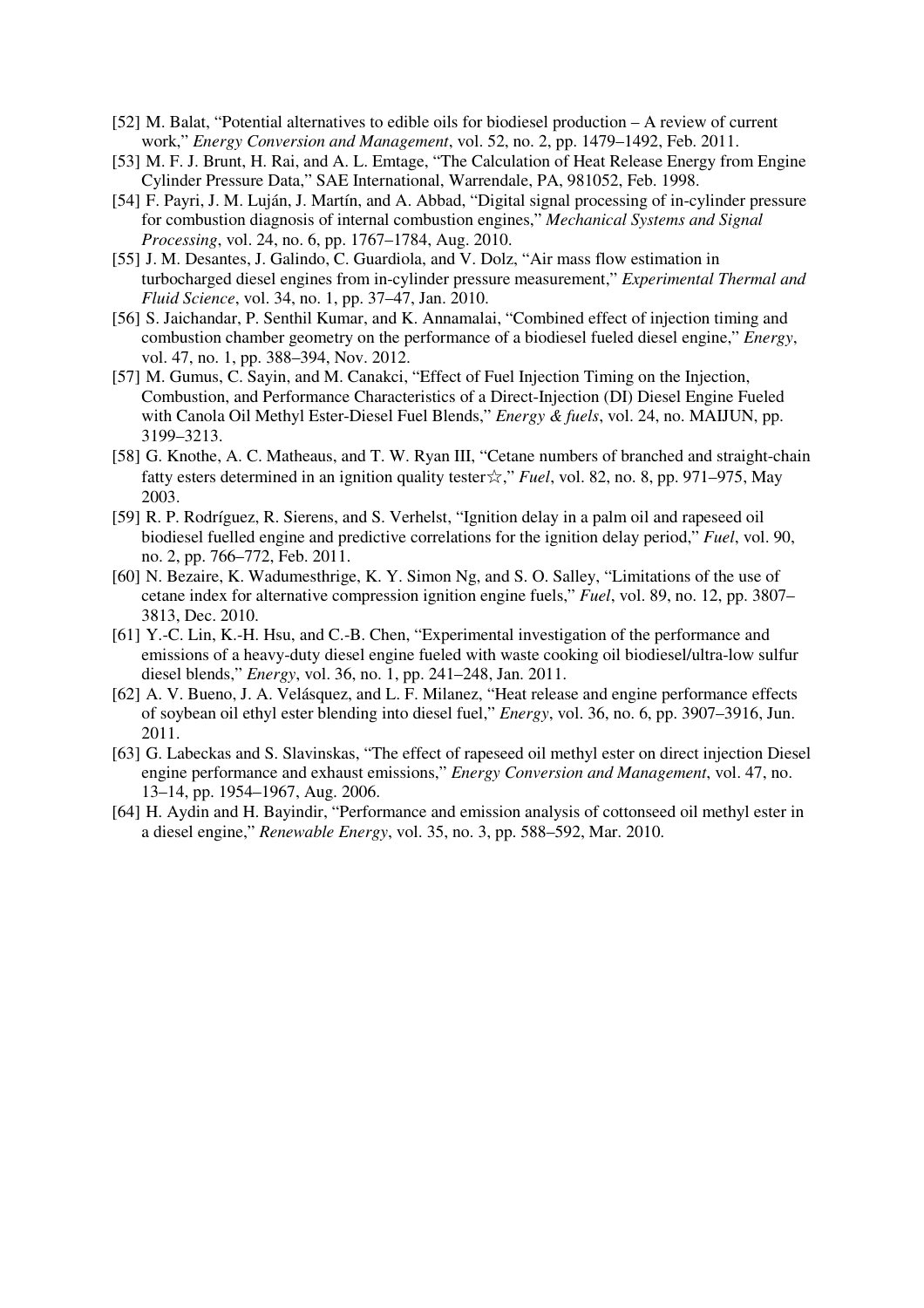[52] M. Balat, "Potential alternatives to edible oils for biodiesel production – A review of current work," *Energy Conversion and Management*, vol. 52, no. 2, pp. 1479–1492, Feb. 2011.

[53] M. F. J. Brunt, H. Rai, and A. L. Emtage, "The Calculation of Heat Release Energy from Engine Cylinder Pressure Data," SAE International, Warrendale, PA, 981052, Feb. 1998.

[54] F. Payri, J. M. Luján, J. Martín, and A. Abbad, "Digital signal processing of in-cylinder pressure for combustion diagnosis of internal combustion engines," *Mechanical Systems and Signal Processing*, vol. 24, no. 6, pp. 1767–1784, Aug. 2010.

[55] J. M. Desantes, J. Galindo, C. Guardiola, and V. Dolz, "Air mass flow estimation in turbocharged diesel engines from in-cylinder pressure measurement," *Experimental Thermal and Fluid Science*, vol. 34, no. 1, pp. 37–47, Jan. 2010.

[56] S. Jaichandar, P. Senthil Kumar, and K. Annamalai, "Combined effect of injection timing and combustion chamber geometry on the performance of a biodiesel fueled diesel engine," *Energy*, vol. 47, no. 1, pp. 388–394, Nov. 2012.

[57] M. Gumus, C. Sayin, and M. Canakci, "Effect of Fuel Injection Timing on the Injection, Combustion, and Performance Characteristics of a Direct-Injection (DI) Diesel Engine Fueled with Canola Oil Methyl Ester-Diesel Fuel Blends," *Energy & fuels*, vol. 24, no. MAIJUN, pp. 3199–3213.

[58] G. Knothe, A. C. Matheaus, and T. W. Ryan III, "Cetane numbers of branched and straight-chain fatty esters determined in an ignition quality tester☆," *Fuel*, vol. 82, no. 8, pp. 971–975, May 2003.

[59] R. P. Rodríguez, R. Sierens, and S. Verhelst, "Ignition delay in a palm oil and rapeseed oil biodiesel fuelled engine and predictive correlations for the ignition delay period," *Fuel*, vol. 90, no. 2, pp. 766–772, Feb. 2011.

[60] N. Bezaire, K. Wadumesthrige, K. Y. Simon Ng, and S. O. Salley, "Limitations of the use of cetane index for alternative compression ignition engine fuels," *Fuel*, vol. 89, no. 12, pp. 3807–3813, Dec. 2010.

[61] Y.-C. Lin, K.-H. Hsu, and C.-B. Chen, "Experimental investigation of the performance and emissions of a heavy-duty diesel engine fueled with waste cooking oil biodiesel/ultra-low sulfur diesel blends," *Energy*, vol. 36, no. 1, pp. 241–248, Jan. 2011.

[62] A. V. Bueno, J. A. Velásquez, and L. F. Milanez, "Heat release and engine performance effects of soybean oil ethyl ester blending into diesel fuel," *Energy*, vol. 36, no. 6, pp. 3907–3916, Jun. 2011.

[63] G. Labeckas and S. Slavinskas, "The effect of rapeseed oil methyl ester on direct injection Diesel engine performance and exhaust emissions," *Energy Conversion and Management*, vol. 47, no. 13–14, pp. 1954–1967, Aug. 2006.

[64] H. Aydin and H. Bayindir, "Performance and emission analysis of cottonseed oil methyl ester in a diesel engine," *Renewable Energy*, vol. 35, no. 3, pp. 588–592, Mar. 2010.